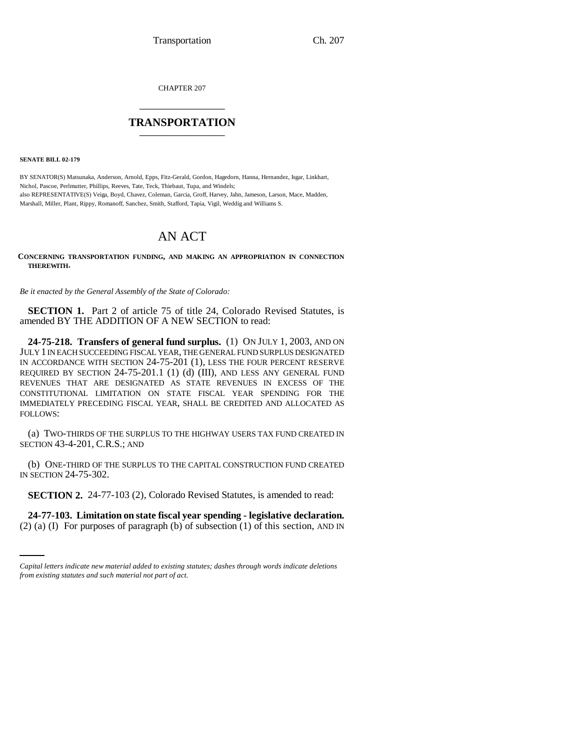CHAPTER 207

# TRANSPORTATION

**SENATE BILL 02-179**

BY SENATOR(S) Matsunaka, Anderson, Arnold, Epps, Fitz-Gerald, Gordon, Hagedorn, Hanna, Hernandez, Isgar, Linkhart, Nichol, Pascoe, Perlmutter, Phillips, Reeves, Tate, Teck, Thiebaut, Tupa, and Windels;
also REPRESENTATIVE(S) Veiga, Boyd, Chavez, Coleman, Garcia, Groff, Harvey, Jahn, Jameson, Larson, Mace, Madden, Marshall, Miller, Plant, Rippy, Romanoff, Sanchez, Smith, Stafford, Tapia, Vigil, Weddig and Williams S.

# AN ACT

**CONCERNING TRANSPORTATION FUNDING, AND MAKING AN APPROPRIATION IN CONNECTION THEREWITH.**

*Be it enacted by the General Assembly of the State of Colorado:*

**SECTION 1.** Part 2 of article 75 of title 24, Colorado Revised Statutes, is amended BY THE ADDITION OF A NEW SECTION to read:

**24-75-218. Transfers of general fund surplus.** (1) ON JULY 1, 2003, AND ON JULY 1 IN EACH SUCCEEDING FISCAL YEAR, THE GENERAL FUND SURPLUS DESIGNATED IN ACCORDANCE WITH SECTION 24-75-201 (1), LESS THE FOUR PERCENT RESERVE REQUIRED BY SECTION 24-75-201.1 (1) (d) (III), AND LESS ANY GENERAL FUND REVENUES THAT ARE DESIGNATED AS STATE REVENUES IN EXCESS OF THE CONSTITUTIONAL LIMITATION ON STATE FISCAL YEAR SPENDING FOR THE IMMEDIATELY PRECEDING FISCAL YEAR, SHALL BE CREDITED AND ALLOCATED AS FOLLOWS:

(a) TWO-THIRDS OF THE SURPLUS TO THE HIGHWAY USERS TAX FUND CREATED IN SECTION 43-4-201, C.R.S.; AND

(b) ONE-THIRD OF THE SURPLUS TO THE CAPITAL CONSTRUCTION FUND CREATED IN SECTION 24-75-302.

**SECTION 2.** 24-77-103 (2), Colorado Revised Statutes, is amended to read:

**24-77-103. Limitation on state fiscal year spending - legislative declaration.** (2) (a) (I) For purposes of paragraph (b) of subsection (1) of this section, AND IN

*Capital letters indicate new material added to existing statutes; dashes through words indicate deletions from existing statutes and such material not part of act.*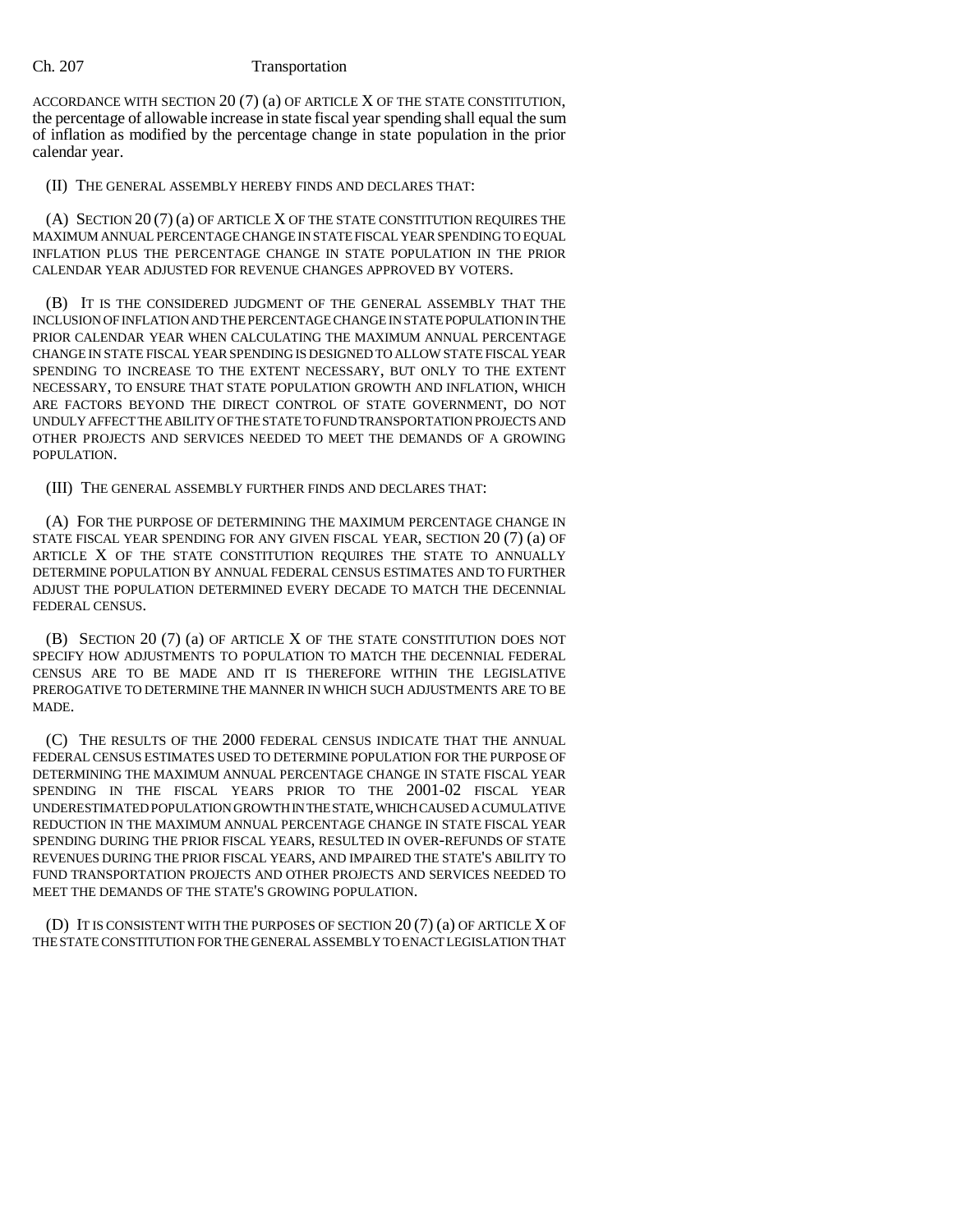ACCORDANCE WITH SECTION 20 (7) (a) OF ARTICLE X OF THE STATE CONSTITUTION, the percentage of allowable increase in state fiscal year spending shall equal the sum of inflation as modified by the percentage change in state population in the prior calendar year.

(II) THE GENERAL ASSEMBLY HEREBY FINDS AND DECLARES THAT:

(A) SECTION 20 (7) (a) OF ARTICLE X OF THE STATE CONSTITUTION REQUIRES THE MAXIMUM ANNUAL PERCENTAGE CHANGE IN STATE FISCAL YEAR SPENDING TO EQUAL INFLATION PLUS THE PERCENTAGE CHANGE IN STATE POPULATION IN THE PRIOR CALENDAR YEAR ADJUSTED FOR REVENUE CHANGES APPROVED BY VOTERS.

(B) IT IS THE CONSIDERED JUDGMENT OF THE GENERAL ASSEMBLY THAT THE INCLUSION OF INFLATION AND THE PERCENTAGE CHANGE IN STATE POPULATION IN THE PRIOR CALENDAR YEAR WHEN CALCULATING THE MAXIMUM ANNUAL PERCENTAGE CHANGE IN STATE FISCAL YEAR SPENDING IS DESIGNED TO ALLOW STATE FISCAL YEAR SPENDING TO INCREASE TO THE EXTENT NECESSARY, BUT ONLY TO THE EXTENT NECESSARY, TO ENSURE THAT STATE POPULATION GROWTH AND INFLATION, WHICH ARE FACTORS BEYOND THE DIRECT CONTROL OF STATE GOVERNMENT, DO NOT UNDULY AFFECT THE ABILITY OF THE STATE TO FUND TRANSPORTATION PROJECTS AND OTHER PROJECTS AND SERVICES NEEDED TO MEET THE DEMANDS OF A GROWING POPULATION.

(III) THE GENERAL ASSEMBLY FURTHER FINDS AND DECLARES THAT:

(A) FOR THE PURPOSE OF DETERMINING THE MAXIMUM PERCENTAGE CHANGE IN STATE FISCAL YEAR SPENDING FOR ANY GIVEN FISCAL YEAR, SECTION 20 (7) (a) OF ARTICLE X OF THE STATE CONSTITUTION REQUIRES THE STATE TO ANNUALLY DETERMINE POPULATION BY ANNUAL FEDERAL CENSUS ESTIMATES AND TO FURTHER ADJUST THE POPULATION DETERMINED EVERY DECADE TO MATCH THE DECENNIAL FEDERAL CENSUS.

(B) SECTION 20 (7) (a) OF ARTICLE X OF THE STATE CONSTITUTION DOES NOT SPECIFY HOW ADJUSTMENTS TO POPULATION TO MATCH THE DECENNIAL FEDERAL CENSUS ARE TO BE MADE AND IT IS THEREFORE WITHIN THE LEGISLATIVE PREROGATIVE TO DETERMINE THE MANNER IN WHICH SUCH ADJUSTMENTS ARE TO BE MADE.

(C) THE RESULTS OF THE 2000 FEDERAL CENSUS INDICATE THAT THE ANNUAL FEDERAL CENSUS ESTIMATES USED TO DETERMINE POPULATION FOR THE PURPOSE OF DETERMINING THE MAXIMUM ANNUAL PERCENTAGE CHANGE IN STATE FISCAL YEAR SPENDING IN THE FISCAL YEARS PRIOR TO THE 2001-02 FISCAL YEAR UNDERESTIMATED POPULATION GROWTH IN THE STATE, WHICH CAUSED A CUMULATIVE REDUCTION IN THE MAXIMUM ANNUAL PERCENTAGE CHANGE IN STATE FISCAL YEAR SPENDING DURING THE PRIOR FISCAL YEARS, RESULTED IN OVER-REFUNDS OF STATE REVENUES DURING THE PRIOR FISCAL YEARS, AND IMPAIRED THE STATE'S ABILITY TO FUND TRANSPORTATION PROJECTS AND OTHER PROJECTS AND SERVICES NEEDED TO MEET THE DEMANDS OF THE STATE'S GROWING POPULATION.

(D) IT IS CONSISTENT WITH THE PURPOSES OF SECTION 20 (7) (a) OF ARTICLE X OF THE STATE CONSTITUTION FOR THE GENERAL ASSEMBLY TO ENACT LEGISLATION THAT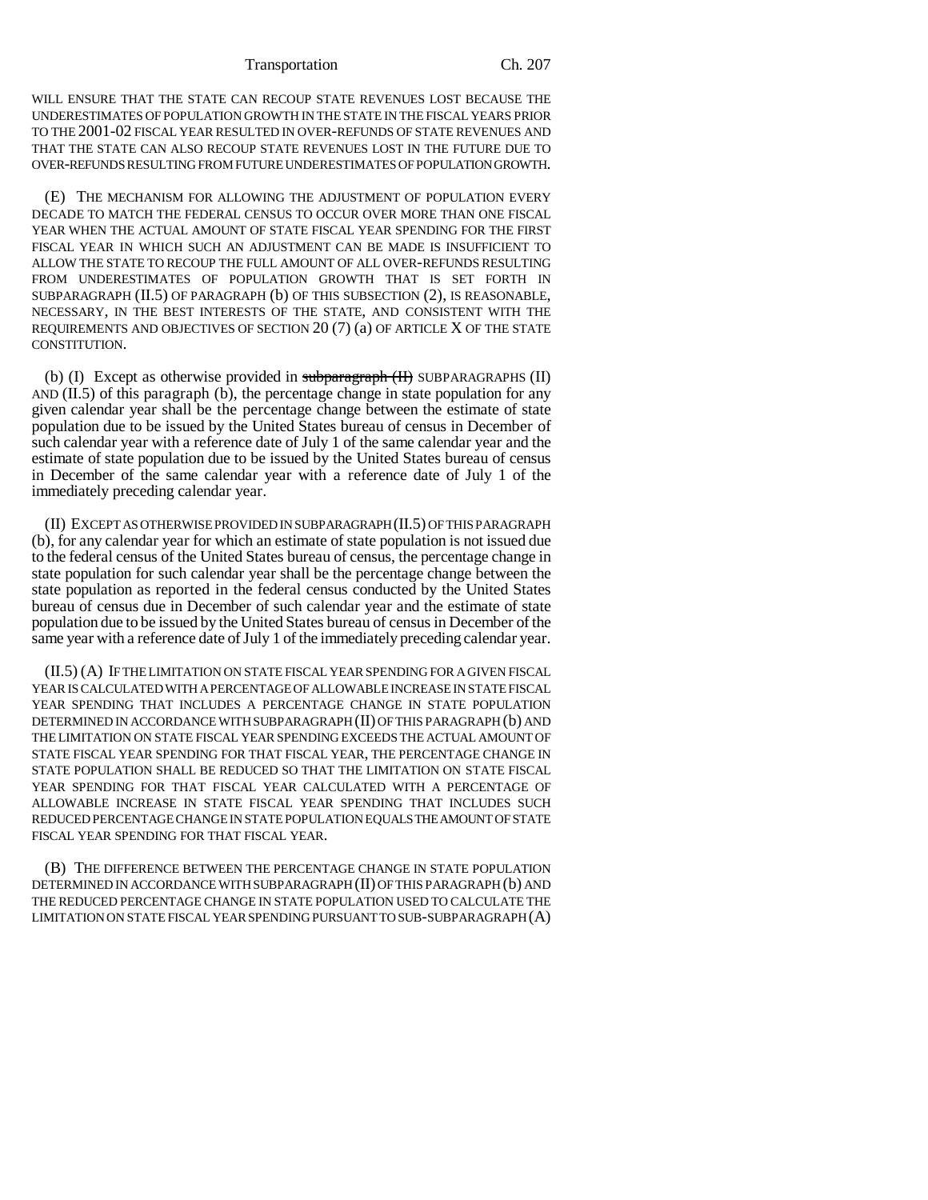WILL ENSURE THAT THE STATE CAN RECOUP STATE REVENUES LOST BECAUSE THE UNDERESTIMATES OF POPULATION GROWTH IN THE STATE IN THE FISCAL YEARS PRIOR TO THE 2001-02 FISCAL YEAR RESULTED IN OVER-REFUNDS OF STATE REVENUES AND THAT THE STATE CAN ALSO RECOUP STATE REVENUES LOST IN THE FUTURE DUE TO OVER-REFUNDS RESULTING FROM FUTURE UNDERESTIMATES OF POPULATION GROWTH.

(E) THE MECHANISM FOR ALLOWING THE ADJUSTMENT OF POPULATION EVERY DECADE TO MATCH THE FEDERAL CENSUS TO OCCUR OVER MORE THAN ONE FISCAL YEAR WHEN THE ACTUAL AMOUNT OF STATE FISCAL YEAR SPENDING FOR THE FIRST FISCAL YEAR IN WHICH SUCH AN ADJUSTMENT CAN BE MADE IS INSUFFICIENT TO ALLOW THE STATE TO RECOUP THE FULL AMOUNT OF ALL OVER-REFUNDS RESULTING FROM UNDERESTIMATES OF POPULATION GROWTH THAT IS SET FORTH IN SUBPARAGRAPH (II.5) OF PARAGRAPH (b) OF THIS SUBSECTION (2), IS REASONABLE, NECESSARY, IN THE BEST INTERESTS OF THE STATE, AND CONSISTENT WITH THE REQUIREMENTS AND OBJECTIVES OF SECTION 20 (7) (a) OF ARTICLE X OF THE STATE CONSTITUTION.

(b) (I) Except as otherwise provided in ~~subparagraph (II)~~ SUBPARAGRAPHS (II) AND (II.5) of this paragraph (b), the percentage change in state population for any given calendar year shall be the percentage change between the estimate of state population due to be issued by the United States bureau of census in December of such calendar year with a reference date of July 1 of the same calendar year and the estimate of state population due to be issued by the United States bureau of census in December of the same calendar year with a reference date of July 1 of the immediately preceding calendar year.

(II) EXCEPT AS OTHERWISE PROVIDED IN SUBPARAGRAPH (II.5) OF THIS PARAGRAPH (b), for any calendar year for which an estimate of state population is not issued due to the federal census of the United States bureau of census, the percentage change in state population for such calendar year shall be the percentage change between the state population as reported in the federal census conducted by the United States bureau of census due in December of such calendar year and the estimate of state population due to be issued by the United States bureau of census in December of the same year with a reference date of July 1 of the immediately preceding calendar year.

(II.5) (A) IF THE LIMITATION ON STATE FISCAL YEAR SPENDING FOR A GIVEN FISCAL YEAR IS CALCULATED WITH A PERCENTAGE OF ALLOWABLE INCREASE IN STATE FISCAL YEAR SPENDING THAT INCLUDES A PERCENTAGE CHANGE IN STATE POPULATION DETERMINED IN ACCORDANCE WITH SUBPARAGRAPH (II) OF THIS PARAGRAPH (b) AND THE LIMITATION ON STATE FISCAL YEAR SPENDING EXCEEDS THE ACTUAL AMOUNT OF STATE FISCAL YEAR SPENDING FOR THAT FISCAL YEAR, THE PERCENTAGE CHANGE IN STATE POPULATION SHALL BE REDUCED SO THAT THE LIMITATION ON STATE FISCAL YEAR SPENDING FOR THAT FISCAL YEAR CALCULATED WITH A PERCENTAGE OF ALLOWABLE INCREASE IN STATE FISCAL YEAR SPENDING THAT INCLUDES SUCH REDUCED PERCENTAGE CHANGE IN STATE POPULATION EQUALS THE AMOUNT OF STATE FISCAL YEAR SPENDING FOR THAT FISCAL YEAR.

(B) THE DIFFERENCE BETWEEN THE PERCENTAGE CHANGE IN STATE POPULATION DETERMINED IN ACCORDANCE WITH SUBPARAGRAPH (II) OF THIS PARAGRAPH (b) AND THE REDUCED PERCENTAGE CHANGE IN STATE POPULATION USED TO CALCULATE THE LIMITATION ON STATE FISCAL YEAR SPENDING PURSUANT TO SUB-SUBPARAGRAPH (A)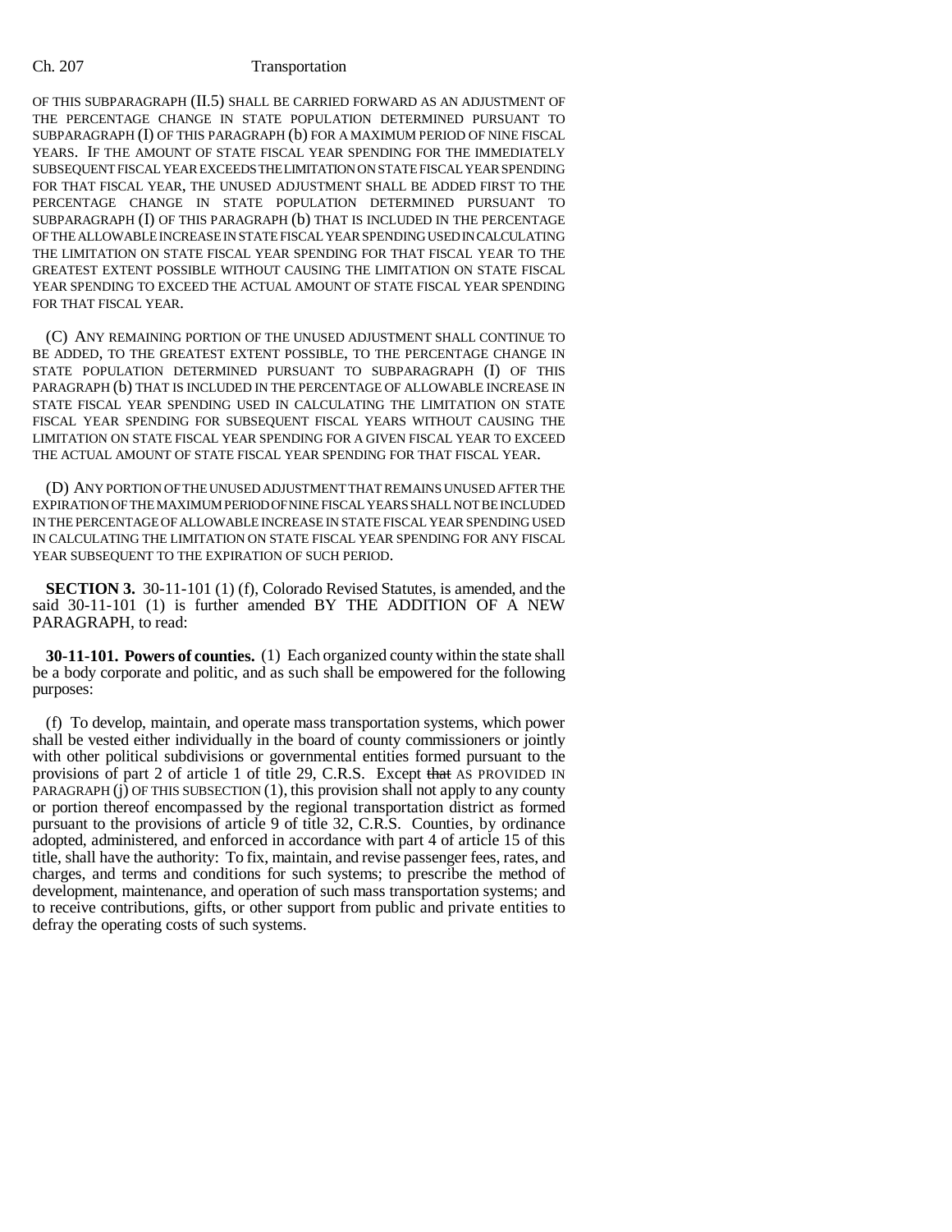OF THIS SUBPARAGRAPH (II.5) SHALL BE CARRIED FORWARD AS AN ADJUSTMENT OF THE PERCENTAGE CHANGE IN STATE POPULATION DETERMINED PURSUANT TO SUBPARAGRAPH (I) OF THIS PARAGRAPH (b) FOR A MAXIMUM PERIOD OF NINE FISCAL YEARS. IF THE AMOUNT OF STATE FISCAL YEAR SPENDING FOR THE IMMEDIATELY SUBSEQUENT FISCAL YEAR EXCEEDS THE LIMITATION ON STATE FISCAL YEAR SPENDING FOR THAT FISCAL YEAR, THE UNUSED ADJUSTMENT SHALL BE ADDED FIRST TO THE PERCENTAGE CHANGE IN STATE POPULATION DETERMINED PURSUANT TO SUBPARAGRAPH (I) OF THIS PARAGRAPH (b) THAT IS INCLUDED IN THE PERCENTAGE OF THE ALLOWABLE INCREASE IN STATE FISCAL YEAR SPENDING USED IN CALCULATING THE LIMITATION ON STATE FISCAL YEAR SPENDING FOR THAT FISCAL YEAR TO THE GREATEST EXTENT POSSIBLE WITHOUT CAUSING THE LIMITATION ON STATE FISCAL YEAR SPENDING TO EXCEED THE ACTUAL AMOUNT OF STATE FISCAL YEAR SPENDING FOR THAT FISCAL YEAR.

(C) ANY REMAINING PORTION OF THE UNUSED ADJUSTMENT SHALL CONTINUE TO BE ADDED, TO THE GREATEST EXTENT POSSIBLE, TO THE PERCENTAGE CHANGE IN STATE POPULATION DETERMINED PURSUANT TO SUBPARAGRAPH (I) OF THIS PARAGRAPH (b) THAT IS INCLUDED IN THE PERCENTAGE OF ALLOWABLE INCREASE IN STATE FISCAL YEAR SPENDING USED IN CALCULATING THE LIMITATION ON STATE FISCAL YEAR SPENDING FOR SUBSEQUENT FISCAL YEARS WITHOUT CAUSING THE LIMITATION ON STATE FISCAL YEAR SPENDING FOR A GIVEN FISCAL YEAR TO EXCEED THE ACTUAL AMOUNT OF STATE FISCAL YEAR SPENDING FOR THAT FISCAL YEAR.

(D) ANY PORTION OF THE UNUSED ADJUSTMENT THAT REMAINS UNUSED AFTER THE EXPIRATION OF THE MAXIMUM PERIOD OF NINE FISCAL YEARS SHALL NOT BE INCLUDED IN THE PERCENTAGE OF ALLOWABLE INCREASE IN STATE FISCAL YEAR SPENDING USED IN CALCULATING THE LIMITATION ON STATE FISCAL YEAR SPENDING FOR ANY FISCAL YEAR SUBSEQUENT TO THE EXPIRATION OF SUCH PERIOD.

**SECTION 3.** 30-11-101 (1) (f), Colorado Revised Statutes, is amended, and the said 30-11-101 (1) is further amended BY THE ADDITION OF A NEW PARAGRAPH, to read:

**30-11-101. Powers of counties.** (1) Each organized county within the state shall be a body corporate and politic, and as such shall be empowered for the following purposes:

(f) To develop, maintain, and operate mass transportation systems, which power shall be vested either individually in the board of county commissioners or jointly with other political subdivisions or governmental entities formed pursuant to the provisions of part 2 of article 1 of title 29, C.R.S. Except ~~that~~ AS PROVIDED IN PARAGRAPH (j) OF THIS SUBSECTION (1), this provision shall not apply to any county or portion thereof encompassed by the regional transportation district as formed pursuant to the provisions of article 9 of title 32, C.R.S. Counties, by ordinance adopted, administered, and enforced in accordance with part 4 of article 15 of this title, shall have the authority: To fix, maintain, and revise passenger fees, rates, and charges, and terms and conditions for such systems; to prescribe the method of development, maintenance, and operation of such mass transportation systems; and to receive contributions, gifts, or other support from public and private entities to defray the operating costs of such systems.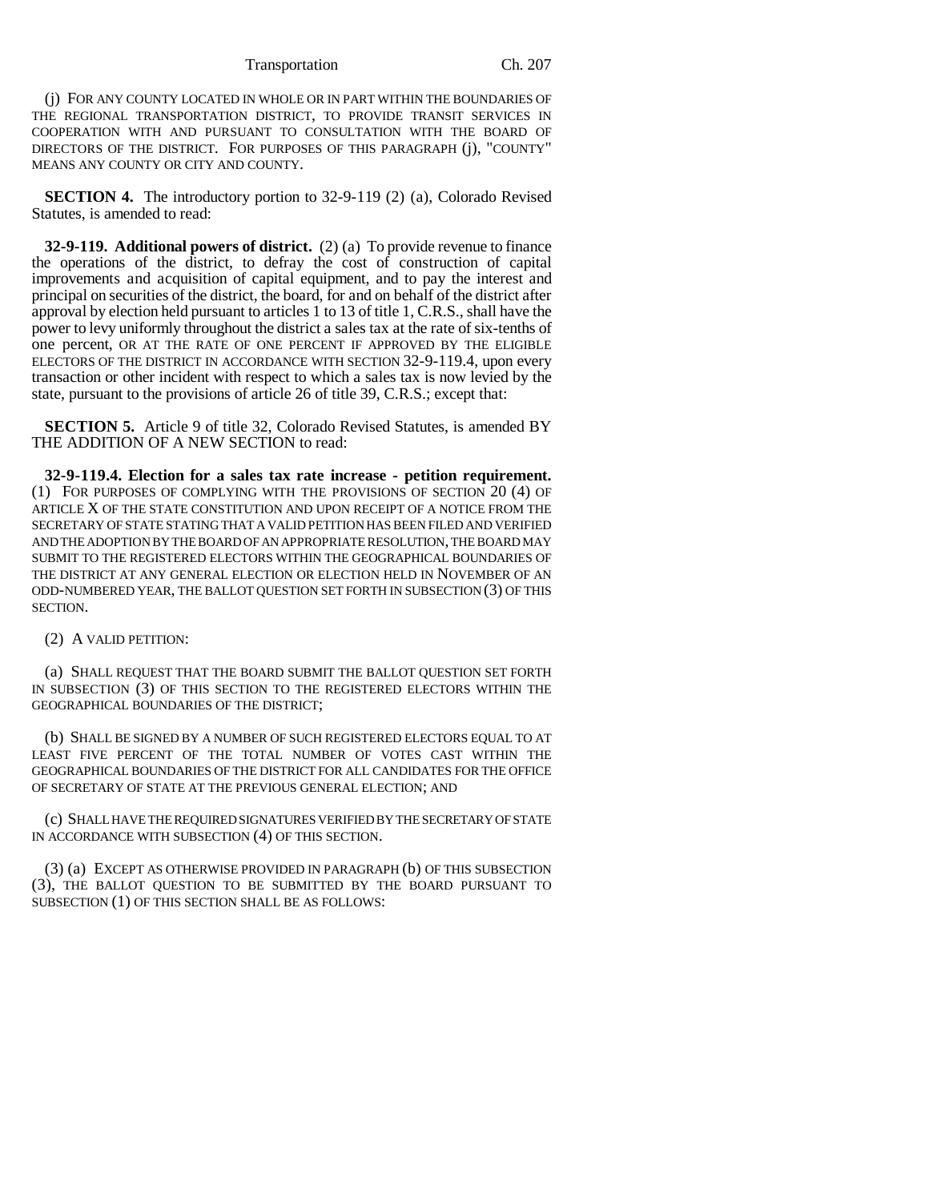(j) FOR ANY COUNTY LOCATED IN WHOLE OR IN PART WITHIN THE BOUNDARIES OF THE REGIONAL TRANSPORTATION DISTRICT, TO PROVIDE TRANSIT SERVICES IN COOPERATION WITH AND PURSUANT TO CONSULTATION WITH THE BOARD OF DIRECTORS OF THE DISTRICT. FOR PURPOSES OF THIS PARAGRAPH (j), "COUNTY" MEANS ANY COUNTY OR CITY AND COUNTY.

**SECTION 4.** The introductory portion to 32-9-119 (2) (a), Colorado Revised Statutes, is amended to read:

**32-9-119. Additional powers of district.** (2) (a) To provide revenue to finance the operations of the district, to defray the cost of construction of capital improvements and acquisition of capital equipment, and to pay the interest and principal on securities of the district, the board, for and on behalf of the district after approval by election held pursuant to articles 1 to 13 of title 1, C.R.S., shall have the power to levy uniformly throughout the district a sales tax at the rate of six-tenths of one percent, OR AT THE RATE OF ONE PERCENT IF APPROVED BY THE ELIGIBLE ELECTORS OF THE DISTRICT IN ACCORDANCE WITH SECTION 32-9-119.4, upon every transaction or other incident with respect to which a sales tax is now levied by the state, pursuant to the provisions of article 26 of title 39, C.R.S.; except that:

**SECTION 5.** Article 9 of title 32, Colorado Revised Statutes, is amended BY THE ADDITION OF A NEW SECTION to read:

**32-9-119.4. Election for a sales tax rate increase - petition requirement.** (1) FOR PURPOSES OF COMPLYING WITH THE PROVISIONS OF SECTION 20 (4) OF ARTICLE X OF THE STATE CONSTITUTION AND UPON RECEIPT OF A NOTICE FROM THE SECRETARY OF STATE STATING THAT A VALID PETITION HAS BEEN FILED AND VERIFIED AND THE ADOPTION BY THE BOARD OF AN APPROPRIATE RESOLUTION, THE BOARD MAY SUBMIT TO THE REGISTERED ELECTORS WITHIN THE GEOGRAPHICAL BOUNDARIES OF THE DISTRICT AT ANY GENERAL ELECTION OR ELECTION HELD IN NOVEMBER OF AN ODD-NUMBERED YEAR, THE BALLOT QUESTION SET FORTH IN SUBSECTION (3) OF THIS SECTION.

(2) A VALID PETITION:

(a) SHALL REQUEST THAT THE BOARD SUBMIT THE BALLOT QUESTION SET FORTH IN SUBSECTION (3) OF THIS SECTION TO THE REGISTERED ELECTORS WITHIN THE GEOGRAPHICAL BOUNDARIES OF THE DISTRICT;

(b) SHALL BE SIGNED BY A NUMBER OF SUCH REGISTERED ELECTORS EQUAL TO AT LEAST FIVE PERCENT OF THE TOTAL NUMBER OF VOTES CAST WITHIN THE GEOGRAPHICAL BOUNDARIES OF THE DISTRICT FOR ALL CANDIDATES FOR THE OFFICE OF SECRETARY OF STATE AT THE PREVIOUS GENERAL ELECTION; AND

(c) SHALL HAVE THE REQUIRED SIGNATURES VERIFIED BY THE SECRETARY OF STATE IN ACCORDANCE WITH SUBSECTION (4) OF THIS SECTION.

(3) (a) EXCEPT AS OTHERWISE PROVIDED IN PARAGRAPH (b) OF THIS SUBSECTION (3), THE BALLOT QUESTION TO BE SUBMITTED BY THE BOARD PURSUANT TO SUBSECTION (1) OF THIS SECTION SHALL BE AS FOLLOWS: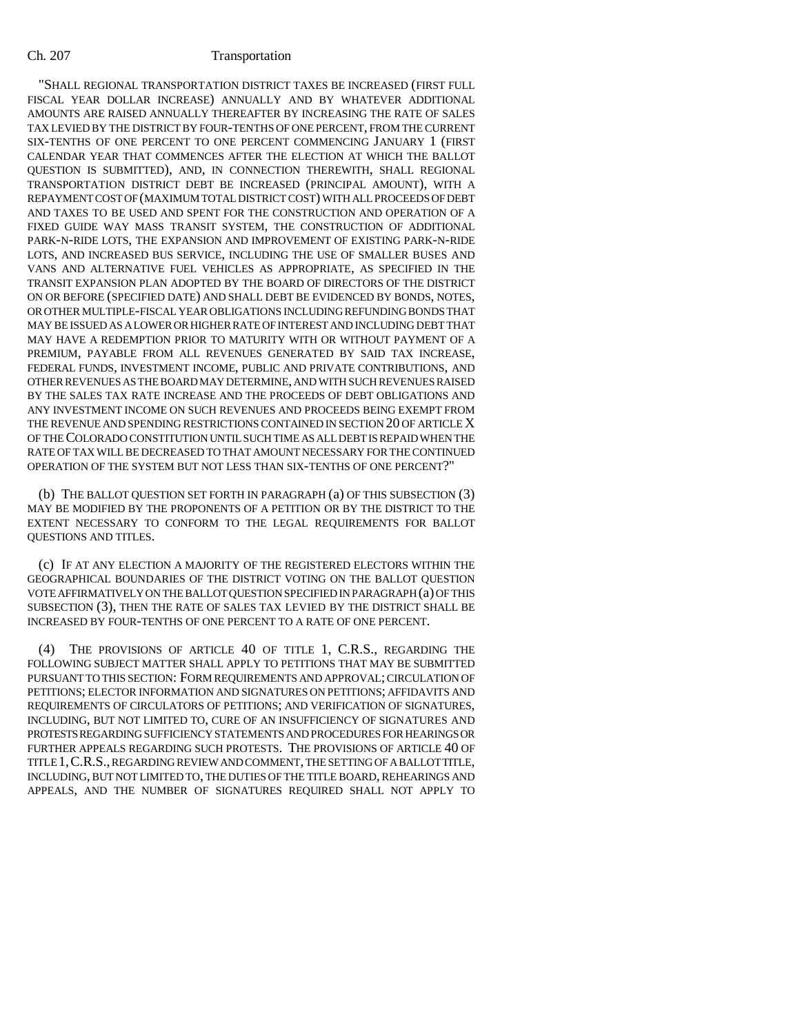"SHALL REGIONAL TRANSPORTATION DISTRICT TAXES BE INCREASED (FIRST FULL FISCAL YEAR DOLLAR INCREASE) ANNUALLY AND BY WHATEVER ADDITIONAL AMOUNTS ARE RAISED ANNUALLY THEREAFTER BY INCREASING THE RATE OF SALES TAX LEVIED BY THE DISTRICT BY FOUR-TENTHS OF ONE PERCENT, FROM THE CURRENT SIX-TENTHS OF ONE PERCENT TO ONE PERCENT COMMENCING JANUARY 1 (FIRST CALENDAR YEAR THAT COMMENCES AFTER THE ELECTION AT WHICH THE BALLOT QUESTION IS SUBMITTED), AND, IN CONNECTION THEREWITH, SHALL REGIONAL TRANSPORTATION DISTRICT DEBT BE INCREASED (PRINCIPAL AMOUNT), WITH A REPAYMENT COST OF (MAXIMUM TOTAL DISTRICT COST) WITH ALL PROCEEDS OF DEBT AND TAXES TO BE USED AND SPENT FOR THE CONSTRUCTION AND OPERATION OF A FIXED GUIDE WAY MASS TRANSIT SYSTEM, THE CONSTRUCTION OF ADDITIONAL PARK-N-RIDE LOTS, THE EXPANSION AND IMPROVEMENT OF EXISTING PARK-N-RIDE LOTS, AND INCREASED BUS SERVICE, INCLUDING THE USE OF SMALLER BUSES AND VANS AND ALTERNATIVE FUEL VEHICLES AS APPROPRIATE, AS SPECIFIED IN THE TRANSIT EXPANSION PLAN ADOPTED BY THE BOARD OF DIRECTORS OF THE DISTRICT ON OR BEFORE (SPECIFIED DATE) AND SHALL DEBT BE EVIDENCED BY BONDS, NOTES, OR OTHER MULTIPLE-FISCAL YEAR OBLIGATIONS INCLUDING REFUNDING BONDS THAT MAY BE ISSUED AS A LOWER OR HIGHER RATE OF INTEREST AND INCLUDING DEBT THAT MAY HAVE A REDEMPTION PRIOR TO MATURITY WITH OR WITHOUT PAYMENT OF A PREMIUM, PAYABLE FROM ALL REVENUES GENERATED BY SAID TAX INCREASE, FEDERAL FUNDS, INVESTMENT INCOME, PUBLIC AND PRIVATE CONTRIBUTIONS, AND OTHER REVENUES AS THE BOARD MAY DETERMINE, AND WITH SUCH REVENUES RAISED BY THE SALES TAX RATE INCREASE AND THE PROCEEDS OF DEBT OBLIGATIONS AND ANY INVESTMENT INCOME ON SUCH REVENUES AND PROCEEDS BEING EXEMPT FROM THE REVENUE AND SPENDING RESTRICTIONS CONTAINED IN SECTION 20 OF ARTICLE X OF THE COLORADO CONSTITUTION UNTIL SUCH TIME AS ALL DEBT IS REPAID WHEN THE RATE OF TAX WILL BE DECREASED TO THAT AMOUNT NECESSARY FOR THE CONTINUED OPERATION OF THE SYSTEM BUT NOT LESS THAN SIX-TENTHS OF ONE PERCENT?"

(b) THE BALLOT QUESTION SET FORTH IN PARAGRAPH (a) OF THIS SUBSECTION (3) MAY BE MODIFIED BY THE PROPONENTS OF A PETITION OR BY THE DISTRICT TO THE EXTENT NECESSARY TO CONFORM TO THE LEGAL REQUIREMENTS FOR BALLOT QUESTIONS AND TITLES.

(c) IF AT ANY ELECTION A MAJORITY OF THE REGISTERED ELECTORS WITHIN THE GEOGRAPHICAL BOUNDARIES OF THE DISTRICT VOTING ON THE BALLOT QUESTION VOTE AFFIRMATIVELY ON THE BALLOT QUESTION SPECIFIED IN PARAGRAPH (a) OF THIS SUBSECTION (3), THEN THE RATE OF SALES TAX LEVIED BY THE DISTRICT SHALL BE INCREASED BY FOUR-TENTHS OF ONE PERCENT TO A RATE OF ONE PERCENT.

(4) THE PROVISIONS OF ARTICLE 40 OF TITLE 1, C.R.S., REGARDING THE FOLLOWING SUBJECT MATTER SHALL APPLY TO PETITIONS THAT MAY BE SUBMITTED PURSUANT TO THIS SECTION: FORM REQUIREMENTS AND APPROVAL; CIRCULATION OF PETITIONS; ELECTOR INFORMATION AND SIGNATURES ON PETITIONS; AFFIDAVITS AND REQUIREMENTS OF CIRCULATORS OF PETITIONS; AND VERIFICATION OF SIGNATURES, INCLUDING, BUT NOT LIMITED TO, CURE OF AN INSUFFICIENCY OF SIGNATURES AND PROTESTS REGARDING SUFFICIENCY STATEMENTS AND PROCEDURES FOR HEARINGS OR FURTHER APPEALS REGARDING SUCH PROTESTS. THE PROVISIONS OF ARTICLE 40 OF TITLE 1, C.R.S., REGARDING REVIEW AND COMMENT, THE SETTING OF A BALLOT TITLE, INCLUDING, BUT NOT LIMITED TO, THE DUTIES OF THE TITLE BOARD, REHEARINGS AND APPEALS, AND THE NUMBER OF SIGNATURES REQUIRED SHALL NOT APPLY TO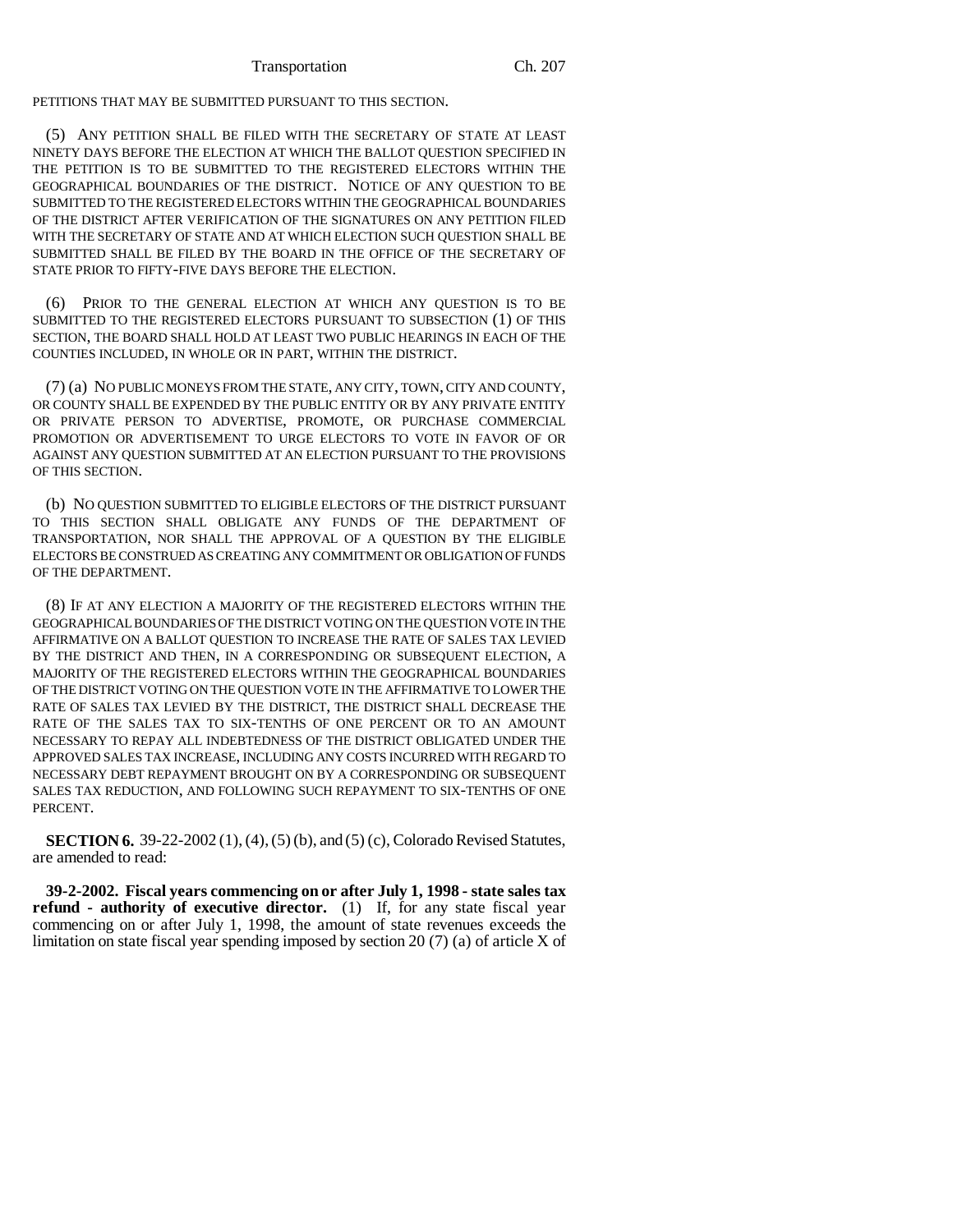PETITIONS THAT MAY BE SUBMITTED PURSUANT TO THIS SECTION.

(5) ANY PETITION SHALL BE FILED WITH THE SECRETARY OF STATE AT LEAST NINETY DAYS BEFORE THE ELECTION AT WHICH THE BALLOT QUESTION SPECIFIED IN THE PETITION IS TO BE SUBMITTED TO THE REGISTERED ELECTORS WITHIN THE GEOGRAPHICAL BOUNDARIES OF THE DISTRICT. NOTICE OF ANY QUESTION TO BE SUBMITTED TO THE REGISTERED ELECTORS WITHIN THE GEOGRAPHICAL BOUNDARIES OF THE DISTRICT AFTER VERIFICATION OF THE SIGNATURES ON ANY PETITION FILED WITH THE SECRETARY OF STATE AND AT WHICH ELECTION SUCH QUESTION SHALL BE SUBMITTED SHALL BE FILED BY THE BOARD IN THE OFFICE OF THE SECRETARY OF STATE PRIOR TO FIFTY-FIVE DAYS BEFORE THE ELECTION.

(6) PRIOR TO THE GENERAL ELECTION AT WHICH ANY QUESTION IS TO BE SUBMITTED TO THE REGISTERED ELECTORS PURSUANT TO SUBSECTION (1) OF THIS SECTION, THE BOARD SHALL HOLD AT LEAST TWO PUBLIC HEARINGS IN EACH OF THE COUNTIES INCLUDED, IN WHOLE OR IN PART, WITHIN THE DISTRICT.

(7) (a) NO PUBLIC MONEYS FROM THE STATE, ANY CITY, TOWN, CITY AND COUNTY, OR COUNTY SHALL BE EXPENDED BY THE PUBLIC ENTITY OR BY ANY PRIVATE ENTITY OR PRIVATE PERSON TO ADVERTISE, PROMOTE, OR PURCHASE COMMERCIAL PROMOTION OR ADVERTISEMENT TO URGE ELECTORS TO VOTE IN FAVOR OF OR AGAINST ANY QUESTION SUBMITTED AT AN ELECTION PURSUANT TO THE PROVISIONS OF THIS SECTION.

(b) NO QUESTION SUBMITTED TO ELIGIBLE ELECTORS OF THE DISTRICT PURSUANT TO THIS SECTION SHALL OBLIGATE ANY FUNDS OF THE DEPARTMENT OF TRANSPORTATION, NOR SHALL THE APPROVAL OF A QUESTION BY THE ELIGIBLE ELECTORS BE CONSTRUED AS CREATING ANY COMMITMENT OR OBLIGATION OF FUNDS OF THE DEPARTMENT.

(8) IF AT ANY ELECTION A MAJORITY OF THE REGISTERED ELECTORS WITHIN THE GEOGRAPHICAL BOUNDARIES OF THE DISTRICT VOTING ON THE QUESTION VOTE IN THE AFFIRMATIVE ON A BALLOT QUESTION TO INCREASE THE RATE OF SALES TAX LEVIED BY THE DISTRICT AND THEN, IN A CORRESPONDING OR SUBSEQUENT ELECTION, A MAJORITY OF THE REGISTERED ELECTORS WITHIN THE GEOGRAPHICAL BOUNDARIES OF THE DISTRICT VOTING ON THE QUESTION VOTE IN THE AFFIRMATIVE TO LOWER THE RATE OF SALES TAX LEVIED BY THE DISTRICT, THE DISTRICT SHALL DECREASE THE RATE OF THE SALES TAX TO SIX-TENTHS OF ONE PERCENT OR TO AN AMOUNT NECESSARY TO REPAY ALL INDEBTEDNESS OF THE DISTRICT OBLIGATED UNDER THE APPROVED SALES TAX INCREASE, INCLUDING ANY COSTS INCURRED WITH REGARD TO NECESSARY DEBT REPAYMENT BROUGHT ON BY A CORRESPONDING OR SUBSEQUENT SALES TAX REDUCTION, AND FOLLOWING SUCH REPAYMENT TO SIX-TENTHS OF ONE PERCENT.

**SECTION 6.** 39-22-2002 (1), (4), (5) (b), and (5) (c), Colorado Revised Statutes, are amended to read:

**39-2-2002. Fiscal years commencing on or after July 1, 1998 - state sales tax refund - authority of executive director.** (1) If, for any state fiscal year commencing on or after July 1, 1998, the amount of state revenues exceeds the limitation on state fiscal year spending imposed by section 20 (7) (a) of article X of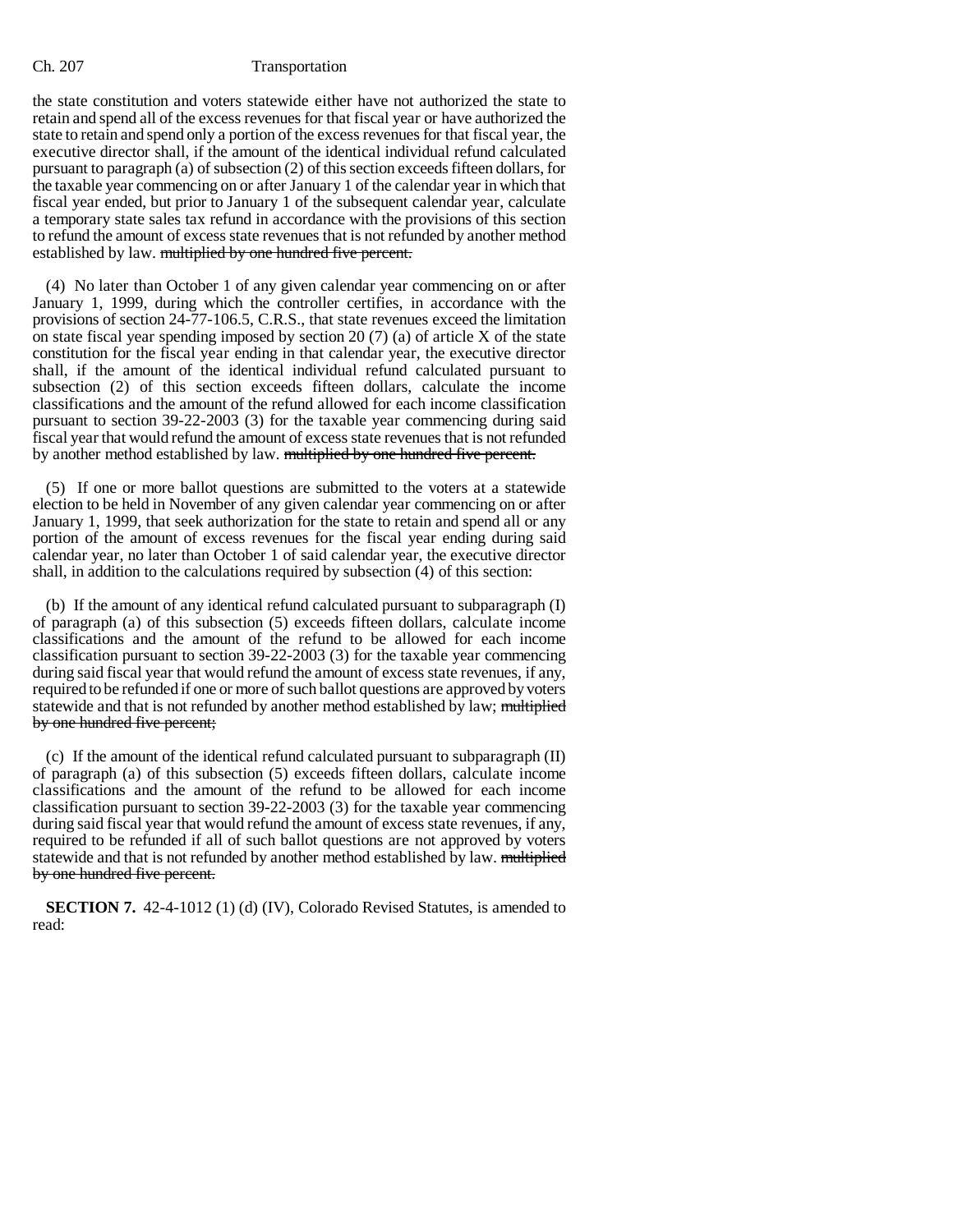the state constitution and voters statewide either have not authorized the state to retain and spend all of the excess revenues for that fiscal year or have authorized the state to retain and spend only a portion of the excess revenues for that fiscal year, the executive director shall, if the amount of the identical individual refund calculated pursuant to paragraph (a) of subsection (2) of this section exceeds fifteen dollars, for the taxable year commencing on or after January 1 of the calendar year in which that fiscal year ended, but prior to January 1 of the subsequent calendar year, calculate a temporary state sales tax refund in accordance with the provisions of this section to refund the amount of excess state revenues that is not refunded by another method established by law. ~~multiplied by one hundred five percent.~~

(4) No later than October 1 of any given calendar year commencing on or after January 1, 1999, during which the controller certifies, in accordance with the provisions of section 24-77-106.5, C.R.S., that state revenues exceed the limitation on state fiscal year spending imposed by section 20 (7) (a) of article X of the state constitution for the fiscal year ending in that calendar year, the executive director shall, if the amount of the identical individual refund calculated pursuant to subsection (2) of this section exceeds fifteen dollars, calculate the income classifications and the amount of the refund allowed for each income classification pursuant to section 39-22-2003 (3) for the taxable year commencing during said fiscal year that would refund the amount of excess state revenues that is not refunded by another method established by law. ~~multiplied by one hundred five percent.~~

(5) If one or more ballot questions are submitted to the voters at a statewide election to be held in November of any given calendar year commencing on or after January 1, 1999, that seek authorization for the state to retain and spend all or any portion of the amount of excess revenues for the fiscal year ending during said calendar year, no later than October 1 of said calendar year, the executive director shall, in addition to the calculations required by subsection (4) of this section:

(b) If the amount of any identical refund calculated pursuant to subparagraph (I) of paragraph (a) of this subsection (5) exceeds fifteen dollars, calculate income classifications and the amount of the refund to be allowed for each income classification pursuant to section 39-22-2003 (3) for the taxable year commencing during said fiscal year that would refund the amount of excess state revenues, if any, required to be refunded if one or more of such ballot questions are approved by voters statewide and that is not refunded by another method established by law; ~~multiplied by one hundred five percent;~~

(c) If the amount of the identical refund calculated pursuant to subparagraph (II) of paragraph (a) of this subsection (5) exceeds fifteen dollars, calculate income classifications and the amount of the refund to be allowed for each income classification pursuant to section 39-22-2003 (3) for the taxable year commencing during said fiscal year that would refund the amount of excess state revenues, if any, required to be refunded if all of such ballot questions are not approved by voters statewide and that is not refunded by another method established by law. ~~multiplied by one hundred five percent.~~

**SECTION 7.** 42-4-1012 (1) (d) (IV), Colorado Revised Statutes, is amended to read: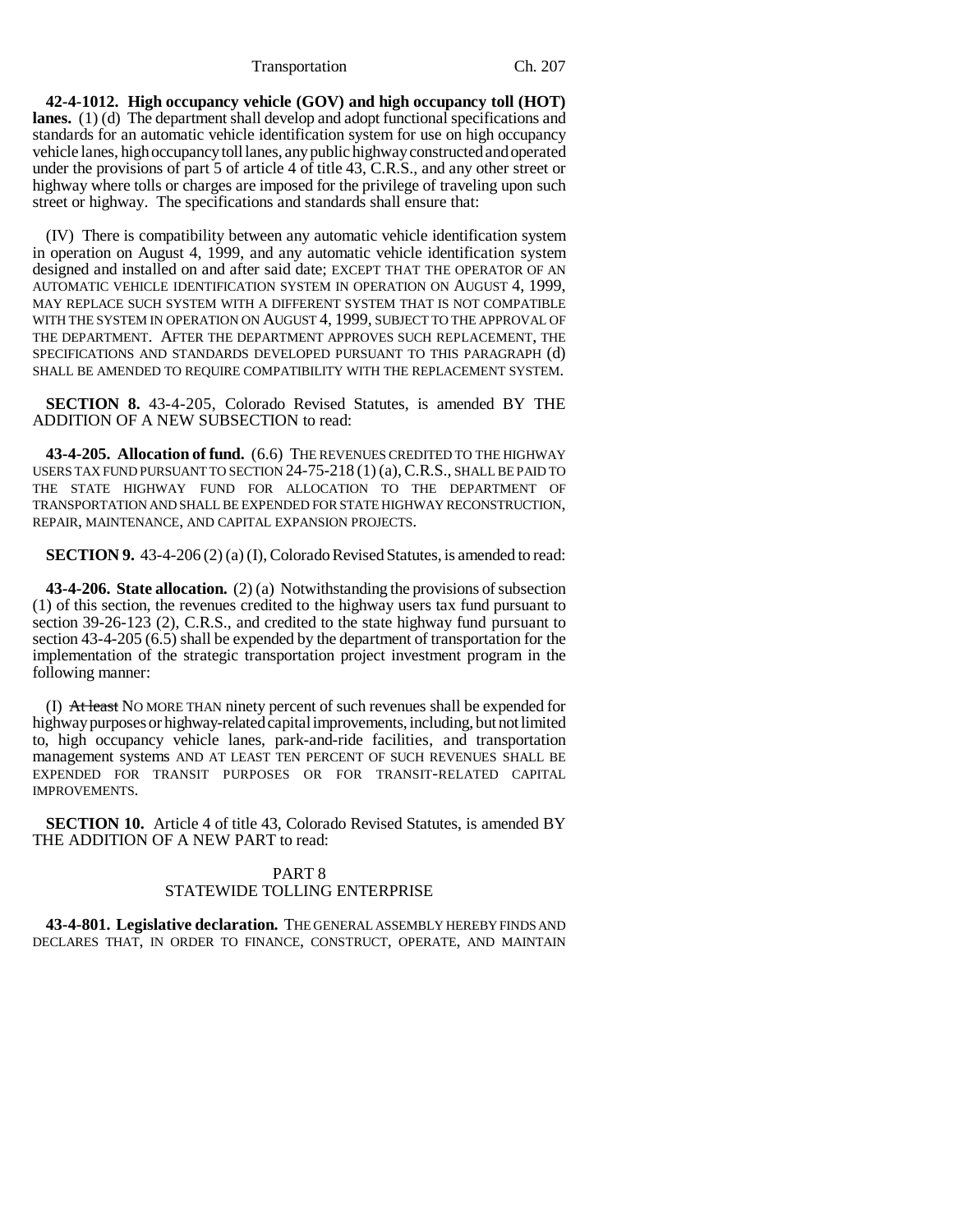**42-4-1012. High occupancy vehicle (GOV) and high occupancy toll (HOT) lanes.** (1) (d) The department shall develop and adopt functional specifications and standards for an automatic vehicle identification system for use on high occupancy vehicle lanes, high occupancy toll lanes, any public highway constructed and operated under the provisions of part 5 of article 4 of title 43, C.R.S., and any other street or highway where tolls or charges are imposed for the privilege of traveling upon such street or highway. The specifications and standards shall ensure that:

(IV) There is compatibility between any automatic vehicle identification system in operation on August 4, 1999, and any automatic vehicle identification system designed and installed on and after said date; EXCEPT THAT THE OPERATOR OF AN AUTOMATIC VEHICLE IDENTIFICATION SYSTEM IN OPERATION ON AUGUST 4, 1999, MAY REPLACE SUCH SYSTEM WITH A DIFFERENT SYSTEM THAT IS NOT COMPATIBLE WITH THE SYSTEM IN OPERATION ON AUGUST 4, 1999, SUBJECT TO THE APPROVAL OF THE DEPARTMENT. AFTER THE DEPARTMENT APPROVES SUCH REPLACEMENT, THE SPECIFICATIONS AND STANDARDS DEVELOPED PURSUANT TO THIS PARAGRAPH (d) SHALL BE AMENDED TO REQUIRE COMPATIBILITY WITH THE REPLACEMENT SYSTEM.

**SECTION 8.** 43-4-205, Colorado Revised Statutes, is amended BY THE ADDITION OF A NEW SUBSECTION to read:

**43-4-205. Allocation of fund.** (6.6) THE REVENUES CREDITED TO THE HIGHWAY USERS TAX FUND PURSUANT TO SECTION 24-75-218 (1) (a), C.R.S., SHALL BE PAID TO THE STATE HIGHWAY FUND FOR ALLOCATION TO THE DEPARTMENT OF TRANSPORTATION AND SHALL BE EXPENDED FOR STATE HIGHWAY RECONSTRUCTION, REPAIR, MAINTENANCE, AND CAPITAL EXPANSION PROJECTS.

**SECTION 9.** 43-4-206 (2) (a) (I), Colorado Revised Statutes, is amended to read:

**43-4-206. State allocation.** (2) (a) Notwithstanding the provisions of subsection (1) of this section, the revenues credited to the highway users tax fund pursuant to section 39-26-123 (2), C.R.S., and credited to the state highway fund pursuant to section 43-4-205 (6.5) shall be expended by the department of transportation for the implementation of the strategic transportation project investment program in the following manner:

(I) ~~At least~~ NO MORE THAN ninety percent of such revenues shall be expended for highway purposes or highway-related capital improvements, including, but not limited to, high occupancy vehicle lanes, park-and-ride facilities, and transportation management systems AND AT LEAST TEN PERCENT OF SUCH REVENUES SHALL BE EXPENDED FOR TRANSIT PURPOSES OR FOR TRANSIT-RELATED CAPITAL IMPROVEMENTS.

**SECTION 10.** Article 4 of title 43, Colorado Revised Statutes, is amended BY THE ADDITION OF A NEW PART to read:

PART 8
STATEWIDE TOLLING ENTERPRISE

**43-4-801. Legislative declaration.** THE GENERAL ASSEMBLY HEREBY FINDS AND DECLARES THAT, IN ORDER TO FINANCE, CONSTRUCT, OPERATE, AND MAINTAIN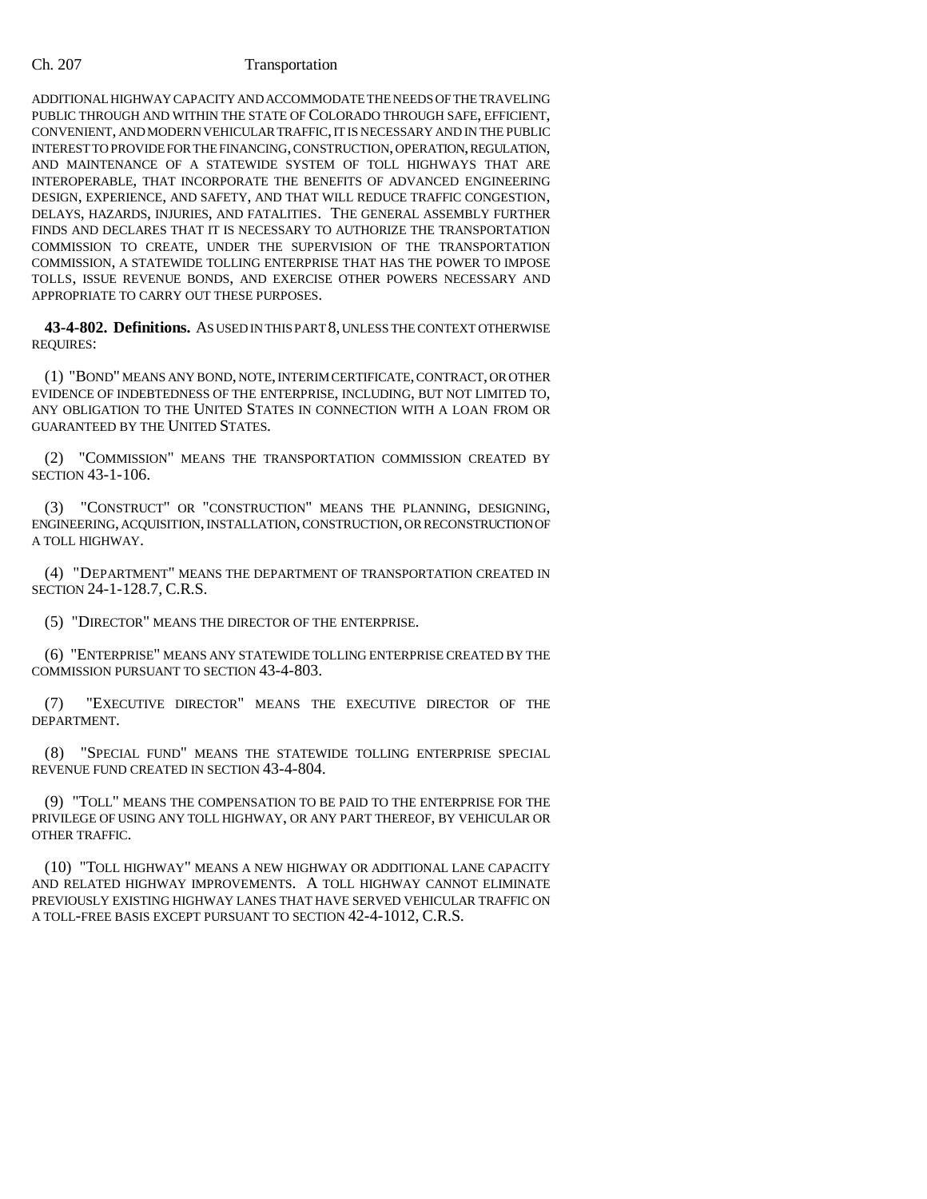ADDITIONAL HIGHWAY CAPACITY AND ACCOMMODATE THE NEEDS OF THE TRAVELING PUBLIC THROUGH AND WITHIN THE STATE OF COLORADO THROUGH SAFE, EFFICIENT, CONVENIENT, AND MODERN VEHICULAR TRAFFIC, IT IS NECESSARY AND IN THE PUBLIC INTEREST TO PROVIDE FOR THE FINANCING, CONSTRUCTION, OPERATION, REGULATION, AND MAINTENANCE OF A STATEWIDE SYSTEM OF TOLL HIGHWAYS THAT ARE INTEROPERABLE, THAT INCORPORATE THE BENEFITS OF ADVANCED ENGINEERING DESIGN, EXPERIENCE, AND SAFETY, AND THAT WILL REDUCE TRAFFIC CONGESTION, DELAYS, HAZARDS, INJURIES, AND FATALITIES. THE GENERAL ASSEMBLY FURTHER FINDS AND DECLARES THAT IT IS NECESSARY TO AUTHORIZE THE TRANSPORTATION COMMISSION TO CREATE, UNDER THE SUPERVISION OF THE TRANSPORTATION COMMISSION, A STATEWIDE TOLLING ENTERPRISE THAT HAS THE POWER TO IMPOSE TOLLS, ISSUE REVENUE BONDS, AND EXERCISE OTHER POWERS NECESSARY AND APPROPRIATE TO CARRY OUT THESE PURPOSES.

**43-4-802. Definitions.** AS USED IN THIS PART 8, UNLESS THE CONTEXT OTHERWISE REQUIRES:

(1) "BOND" MEANS ANY BOND, NOTE, INTERIM CERTIFICATE, CONTRACT, OR OTHER EVIDENCE OF INDEBTEDNESS OF THE ENTERPRISE, INCLUDING, BUT NOT LIMITED TO, ANY OBLIGATION TO THE UNITED STATES IN CONNECTION WITH A LOAN FROM OR GUARANTEED BY THE UNITED STATES.

(2) "COMMISSION" MEANS THE TRANSPORTATION COMMISSION CREATED BY SECTION 43-1-106.

(3) "CONSTRUCT" OR "CONSTRUCTION" MEANS THE PLANNING, DESIGNING, ENGINEERING, ACQUISITION, INSTALLATION, CONSTRUCTION, OR RECONSTRUCTION OF A TOLL HIGHWAY.

(4) "DEPARTMENT" MEANS THE DEPARTMENT OF TRANSPORTATION CREATED IN SECTION 24-1-128.7, C.R.S.

(5) "DIRECTOR" MEANS THE DIRECTOR OF THE ENTERPRISE.

(6) "ENTERPRISE" MEANS ANY STATEWIDE TOLLING ENTERPRISE CREATED BY THE COMMISSION PURSUANT TO SECTION 43-4-803.

(7) "EXECUTIVE DIRECTOR" MEANS THE EXECUTIVE DIRECTOR OF THE DEPARTMENT.

(8) "SPECIAL FUND" MEANS THE STATEWIDE TOLLING ENTERPRISE SPECIAL REVENUE FUND CREATED IN SECTION 43-4-804.

(9) "TOLL" MEANS THE COMPENSATION TO BE PAID TO THE ENTERPRISE FOR THE PRIVILEGE OF USING ANY TOLL HIGHWAY, OR ANY PART THEREOF, BY VEHICULAR OR OTHER TRAFFIC.

(10) "TOLL HIGHWAY" MEANS A NEW HIGHWAY OR ADDITIONAL LANE CAPACITY AND RELATED HIGHWAY IMPROVEMENTS. A TOLL HIGHWAY CANNOT ELIMINATE PREVIOUSLY EXISTING HIGHWAY LANES THAT HAVE SERVED VEHICULAR TRAFFIC ON A TOLL-FREE BASIS EXCEPT PURSUANT TO SECTION 42-4-1012, C.R.S.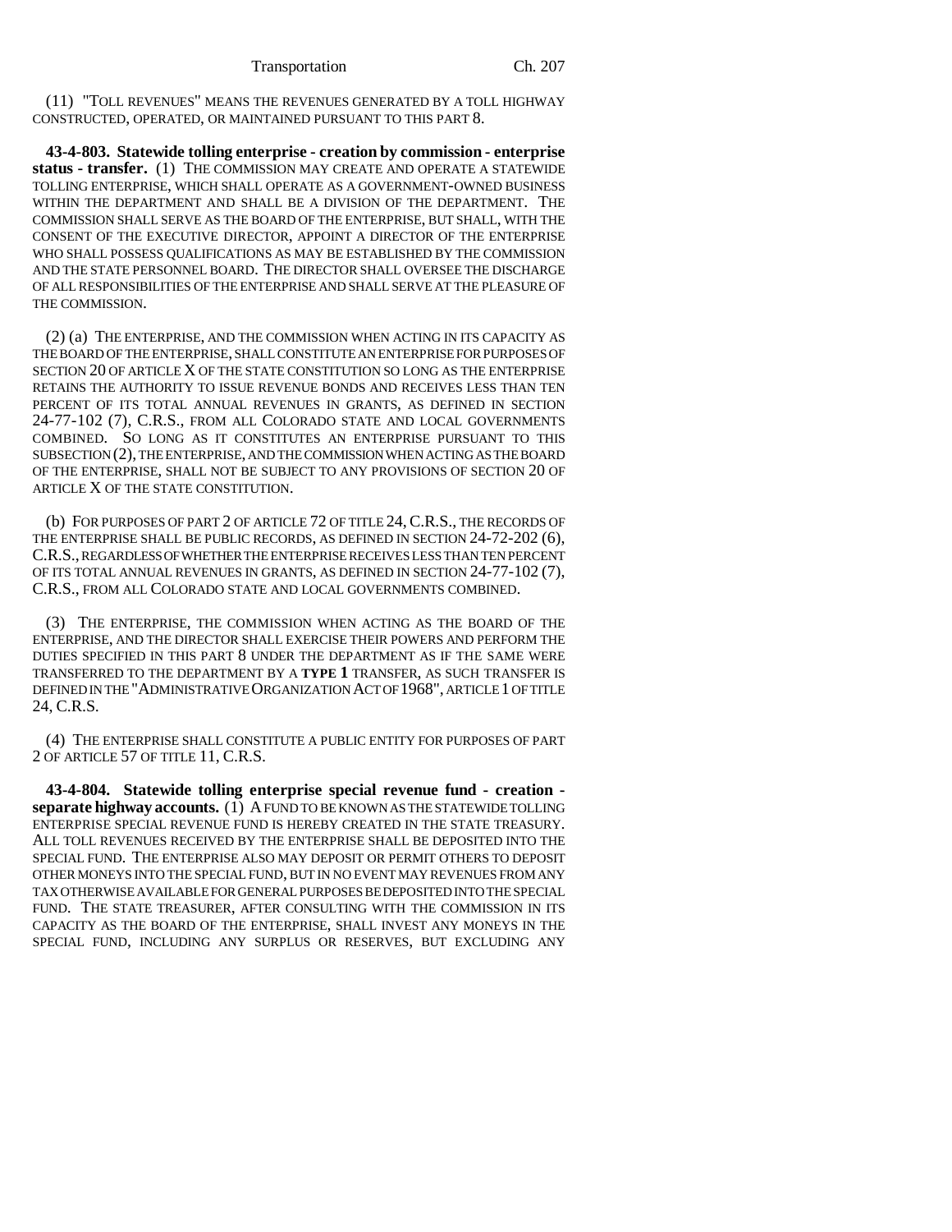(11) "TOLL REVENUES" MEANS THE REVENUES GENERATED BY A TOLL HIGHWAY CONSTRUCTED, OPERATED, OR MAINTAINED PURSUANT TO THIS PART 8.

**43-4-803. Statewide tolling enterprise - creation by commission - enterprise status - transfer.** (1) THE COMMISSION MAY CREATE AND OPERATE A STATEWIDE TOLLING ENTERPRISE, WHICH SHALL OPERATE AS A GOVERNMENT-OWNED BUSINESS WITHIN THE DEPARTMENT AND SHALL BE A DIVISION OF THE DEPARTMENT. THE COMMISSION SHALL SERVE AS THE BOARD OF THE ENTERPRISE, BUT SHALL, WITH THE CONSENT OF THE EXECUTIVE DIRECTOR, APPOINT A DIRECTOR OF THE ENTERPRISE WHO SHALL POSSESS QUALIFICATIONS AS MAY BE ESTABLISHED BY THE COMMISSION AND THE STATE PERSONNEL BOARD. THE DIRECTOR SHALL OVERSEE THE DISCHARGE OF ALL RESPONSIBILITIES OF THE ENTERPRISE AND SHALL SERVE AT THE PLEASURE OF THE COMMISSION.

(2) (a) THE ENTERPRISE, AND THE COMMISSION WHEN ACTING IN ITS CAPACITY AS THE BOARD OF THE ENTERPRISE, SHALL CONSTITUTE AN ENTERPRISE FOR PURPOSES OF SECTION 20 OF ARTICLE X OF THE STATE CONSTITUTION SO LONG AS THE ENTERPRISE RETAINS THE AUTHORITY TO ISSUE REVENUE BONDS AND RECEIVES LESS THAN TEN PERCENT OF ITS TOTAL ANNUAL REVENUES IN GRANTS, AS DEFINED IN SECTION 24-77-102 (7), C.R.S., FROM ALL COLORADO STATE AND LOCAL GOVERNMENTS COMBINED. SO LONG AS IT CONSTITUTES AN ENTERPRISE PURSUANT TO THIS SUBSECTION (2), THE ENTERPRISE, AND THE COMMISSION WHEN ACTING AS THE BOARD OF THE ENTERPRISE, SHALL NOT BE SUBJECT TO ANY PROVISIONS OF SECTION 20 OF ARTICLE X OF THE STATE CONSTITUTION.

(b) FOR PURPOSES OF PART 2 OF ARTICLE 72 OF TITLE 24, C.R.S., THE RECORDS OF THE ENTERPRISE SHALL BE PUBLIC RECORDS, AS DEFINED IN SECTION 24-72-202 (6), C.R.S., REGARDLESS OF WHETHER THE ENTERPRISE RECEIVES LESS THAN TEN PERCENT OF ITS TOTAL ANNUAL REVENUES IN GRANTS, AS DEFINED IN SECTION 24-77-102 (7), C.R.S., FROM ALL COLORADO STATE AND LOCAL GOVERNMENTS COMBINED.

(3) THE ENTERPRISE, THE COMMISSION WHEN ACTING AS THE BOARD OF THE ENTERPRISE, AND THE DIRECTOR SHALL EXERCISE THEIR POWERS AND PERFORM THE DUTIES SPECIFIED IN THIS PART 8 UNDER THE DEPARTMENT AS IF THE SAME WERE TRANSFERRED TO THE DEPARTMENT BY A **TYPE 1** TRANSFER, AS SUCH TRANSFER IS DEFINED IN THE "ADMINISTRATIVE ORGANIZATION ACT OF 1968", ARTICLE 1 OF TITLE 24, C.R.S.

(4) THE ENTERPRISE SHALL CONSTITUTE A PUBLIC ENTITY FOR PURPOSES OF PART 2 OF ARTICLE 57 OF TITLE 11, C.R.S.

**43-4-804. Statewide tolling enterprise special revenue fund - creation - separate highway accounts.** (1) A FUND TO BE KNOWN AS THE STATEWIDE TOLLING ENTERPRISE SPECIAL REVENUE FUND IS HEREBY CREATED IN THE STATE TREASURY. ALL TOLL REVENUES RECEIVED BY THE ENTERPRISE SHALL BE DEPOSITED INTO THE SPECIAL FUND. THE ENTERPRISE ALSO MAY DEPOSIT OR PERMIT OTHERS TO DEPOSIT OTHER MONEYS INTO THE SPECIAL FUND, BUT IN NO EVENT MAY REVENUES FROM ANY TAX OTHERWISE AVAILABLE FOR GENERAL PURPOSES BE DEPOSITED INTO THE SPECIAL FUND. THE STATE TREASURER, AFTER CONSULTING WITH THE COMMISSION IN ITS CAPACITY AS THE BOARD OF THE ENTERPRISE, SHALL INVEST ANY MONEYS IN THE SPECIAL FUND, INCLUDING ANY SURPLUS OR RESERVES, BUT EXCLUDING ANY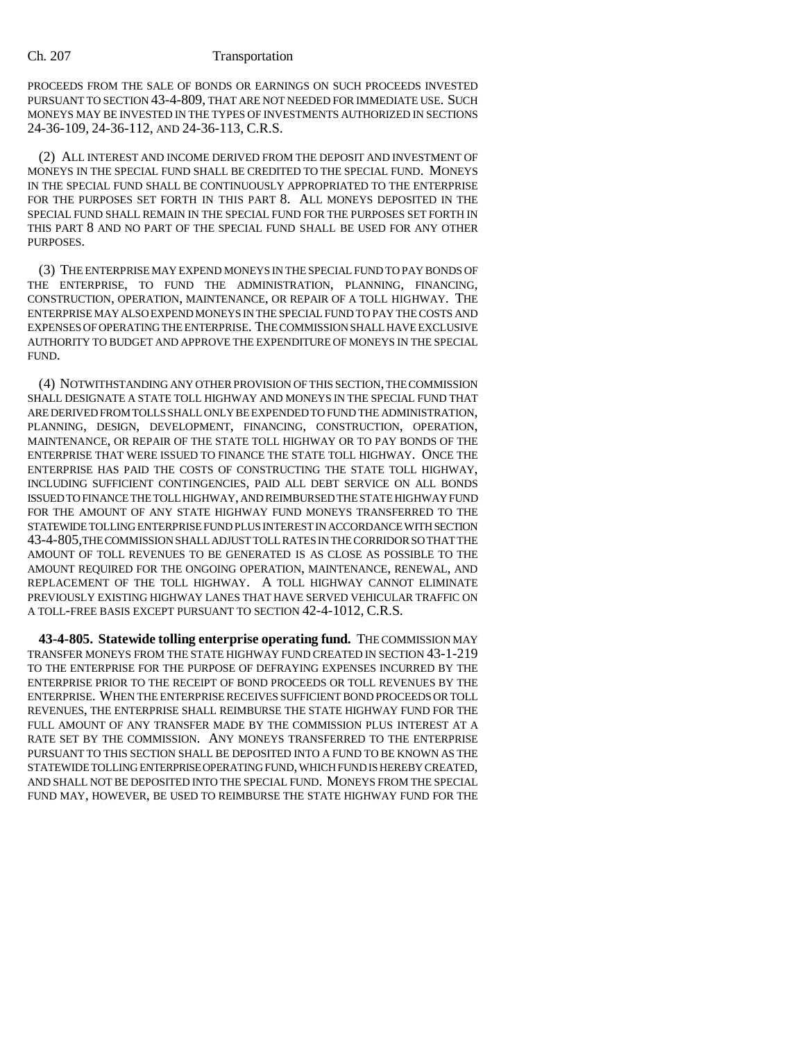PROCEEDS FROM THE SALE OF BONDS OR EARNINGS ON SUCH PROCEEDS INVESTED PURSUANT TO SECTION 43-4-809, THAT ARE NOT NEEDED FOR IMMEDIATE USE. SUCH MONEYS MAY BE INVESTED IN THE TYPES OF INVESTMENTS AUTHORIZED IN SECTIONS 24-36-109, 24-36-112, AND 24-36-113, C.R.S.

(2) ALL INTEREST AND INCOME DERIVED FROM THE DEPOSIT AND INVESTMENT OF MONEYS IN THE SPECIAL FUND SHALL BE CREDITED TO THE SPECIAL FUND. MONEYS IN THE SPECIAL FUND SHALL BE CONTINUOUSLY APPROPRIATED TO THE ENTERPRISE FOR THE PURPOSES SET FORTH IN THIS PART 8. ALL MONEYS DEPOSITED IN THE SPECIAL FUND SHALL REMAIN IN THE SPECIAL FUND FOR THE PURPOSES SET FORTH IN THIS PART 8 AND NO PART OF THE SPECIAL FUND SHALL BE USED FOR ANY OTHER PURPOSES.

(3) THE ENTERPRISE MAY EXPEND MONEYS IN THE SPECIAL FUND TO PAY BONDS OF THE ENTERPRISE, TO FUND THE ADMINISTRATION, PLANNING, FINANCING, CONSTRUCTION, OPERATION, MAINTENANCE, OR REPAIR OF A TOLL HIGHWAY. THE ENTERPRISE MAY ALSO EXPEND MONEYS IN THE SPECIAL FUND TO PAY THE COSTS AND EXPENSES OF OPERATING THE ENTERPRISE. THE COMMISSION SHALL HAVE EXCLUSIVE AUTHORITY TO BUDGET AND APPROVE THE EXPENDITURE OF MONEYS IN THE SPECIAL FUND.

(4) NOTWITHSTANDING ANY OTHER PROVISION OF THIS SECTION, THE COMMISSION SHALL DESIGNATE A STATE TOLL HIGHWAY AND MONEYS IN THE SPECIAL FUND THAT ARE DERIVED FROM TOLLS SHALL ONLY BE EXPENDED TO FUND THE ADMINISTRATION, PLANNING, DESIGN, DEVELOPMENT, FINANCING, CONSTRUCTION, OPERATION, MAINTENANCE, OR REPAIR OF THE STATE TOLL HIGHWAY OR TO PAY BONDS OF THE ENTERPRISE THAT WERE ISSUED TO FINANCE THE STATE TOLL HIGHWAY. ONCE THE ENTERPRISE HAS PAID THE COSTS OF CONSTRUCTING THE STATE TOLL HIGHWAY, INCLUDING SUFFICIENT CONTINGENCIES, PAID ALL DEBT SERVICE ON ALL BONDS ISSUED TO FINANCE THE TOLL HIGHWAY, AND REIMBURSED THE STATE HIGHWAY FUND FOR THE AMOUNT OF ANY STATE HIGHWAY FUND MONEYS TRANSFERRED TO THE STATEWIDE TOLLING ENTERPRISE FUND PLUS INTEREST IN ACCORDANCE WITH SECTION 43-4-805, THE COMMISSION SHALL ADJUST TOLL RATES IN THE CORRIDOR SO THAT THE AMOUNT OF TOLL REVENUES TO BE GENERATED IS AS CLOSE AS POSSIBLE TO THE AMOUNT REQUIRED FOR THE ONGOING OPERATION, MAINTENANCE, RENEWAL, AND REPLACEMENT OF THE TOLL HIGHWAY. A TOLL HIGHWAY CANNOT ELIMINATE PREVIOUSLY EXISTING HIGHWAY LANES THAT HAVE SERVED VEHICULAR TRAFFIC ON A TOLL-FREE BASIS EXCEPT PURSUANT TO SECTION 42-4-1012, C.R.S.

**43-4-805. Statewide tolling enterprise operating fund.** THE COMMISSION MAY TRANSFER MONEYS FROM THE STATE HIGHWAY FUND CREATED IN SECTION 43-1-219 TO THE ENTERPRISE FOR THE PURPOSE OF DEFRAYING EXPENSES INCURRED BY THE ENTERPRISE PRIOR TO THE RECEIPT OF BOND PROCEEDS OR TOLL REVENUES BY THE ENTERPRISE. WHEN THE ENTERPRISE RECEIVES SUFFICIENT BOND PROCEEDS OR TOLL REVENUES, THE ENTERPRISE SHALL REIMBURSE THE STATE HIGHWAY FUND FOR THE FULL AMOUNT OF ANY TRANSFER MADE BY THE COMMISSION PLUS INTEREST AT A RATE SET BY THE COMMISSION. ANY MONEYS TRANSFERRED TO THE ENTERPRISE PURSUANT TO THIS SECTION SHALL BE DEPOSITED INTO A FUND TO BE KNOWN AS THE STATEWIDE TOLLING ENTERPRISE OPERATING FUND, WHICH FUND IS HEREBY CREATED, AND SHALL NOT BE DEPOSITED INTO THE SPECIAL FUND. MONEYS FROM THE SPECIAL FUND MAY, HOWEVER, BE USED TO REIMBURSE THE STATE HIGHWAY FUND FOR THE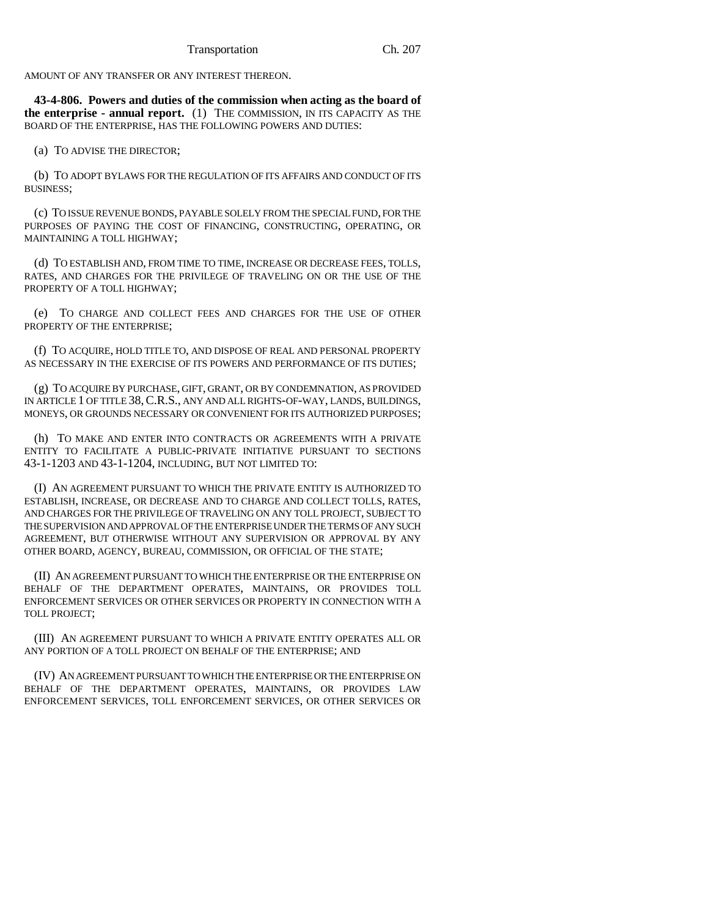AMOUNT OF ANY TRANSFER OR ANY INTEREST THEREON.

**43-4-806. Powers and duties of the commission when acting as the board of the enterprise - annual report.** (1) THE COMMISSION, IN ITS CAPACITY AS THE BOARD OF THE ENTERPRISE, HAS THE FOLLOWING POWERS AND DUTIES:

(a) TO ADVISE THE DIRECTOR;

(b) TO ADOPT BYLAWS FOR THE REGULATION OF ITS AFFAIRS AND CONDUCT OF ITS BUSINESS;

(c) TO ISSUE REVENUE BONDS, PAYABLE SOLELY FROM THE SPECIAL FUND, FOR THE PURPOSES OF PAYING THE COST OF FINANCING, CONSTRUCTING, OPERATING, OR MAINTAINING A TOLL HIGHWAY;

(d) TO ESTABLISH AND, FROM TIME TO TIME, INCREASE OR DECREASE FEES, TOLLS, RATES, AND CHARGES FOR THE PRIVILEGE OF TRAVELING ON OR THE USE OF THE PROPERTY OF A TOLL HIGHWAY;

(e) TO CHARGE AND COLLECT FEES AND CHARGES FOR THE USE OF OTHER PROPERTY OF THE ENTERPRISE;

(f) TO ACQUIRE, HOLD TITLE TO, AND DISPOSE OF REAL AND PERSONAL PROPERTY AS NECESSARY IN THE EXERCISE OF ITS POWERS AND PERFORMANCE OF ITS DUTIES;

(g) TO ACQUIRE BY PURCHASE, GIFT, GRANT, OR BY CONDEMNATION, AS PROVIDED IN ARTICLE 1 OF TITLE 38, C.R.S., ANY AND ALL RIGHTS-OF-WAY, LANDS, BUILDINGS, MONEYS, OR GROUNDS NECESSARY OR CONVENIENT FOR ITS AUTHORIZED PURPOSES;

(h) TO MAKE AND ENTER INTO CONTRACTS OR AGREEMENTS WITH A PRIVATE ENTITY TO FACILITATE A PUBLIC-PRIVATE INITIATIVE PURSUANT TO SECTIONS 43-1-1203 AND 43-1-1204, INCLUDING, BUT NOT LIMITED TO:

(I) AN AGREEMENT PURSUANT TO WHICH THE PRIVATE ENTITY IS AUTHORIZED TO ESTABLISH, INCREASE, OR DECREASE AND TO CHARGE AND COLLECT TOLLS, RATES, AND CHARGES FOR THE PRIVILEGE OF TRAVELING ON ANY TOLL PROJECT, SUBJECT TO THE SUPERVISION AND APPROVAL OF THE ENTERPRISE UNDER THE TERMS OF ANY SUCH AGREEMENT, BUT OTHERWISE WITHOUT ANY SUPERVISION OR APPROVAL BY ANY OTHER BOARD, AGENCY, BUREAU, COMMISSION, OR OFFICIAL OF THE STATE;

(II) AN AGREEMENT PURSUANT TO WHICH THE ENTERPRISE OR THE ENTERPRISE ON BEHALF OF THE DEPARTMENT OPERATES, MAINTAINS, OR PROVIDES TOLL ENFORCEMENT SERVICES OR OTHER SERVICES OR PROPERTY IN CONNECTION WITH A TOLL PROJECT;

(III) AN AGREEMENT PURSUANT TO WHICH A PRIVATE ENTITY OPERATES ALL OR ANY PORTION OF A TOLL PROJECT ON BEHALF OF THE ENTERPRISE; AND

(IV) AN AGREEMENT PURSUANT TO WHICH THE ENTERPRISE OR THE ENTERPRISE ON BEHALF OF THE DEPARTMENT OPERATES, MAINTAINS, OR PROVIDES LAW ENFORCEMENT SERVICES, TOLL ENFORCEMENT SERVICES, OR OTHER SERVICES OR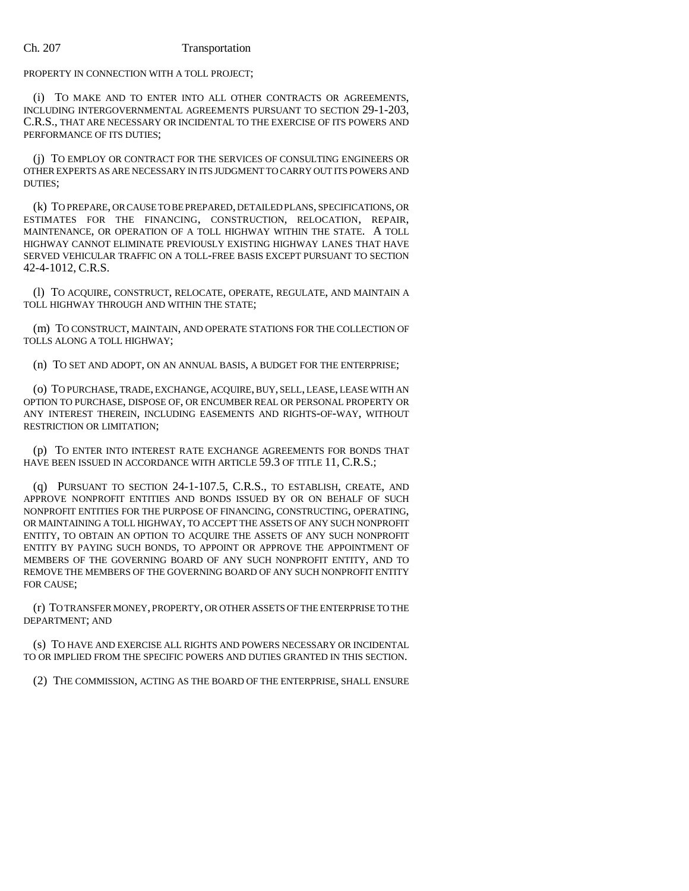PROPERTY IN CONNECTION WITH A TOLL PROJECT;

(i) TO MAKE AND TO ENTER INTO ALL OTHER CONTRACTS OR AGREEMENTS, INCLUDING INTERGOVERNMENTAL AGREEMENTS PURSUANT TO SECTION 29-1-203, C.R.S., THAT ARE NECESSARY OR INCIDENTAL TO THE EXERCISE OF ITS POWERS AND PERFORMANCE OF ITS DUTIES;

(j) TO EMPLOY OR CONTRACT FOR THE SERVICES OF CONSULTING ENGINEERS OR OTHER EXPERTS AS ARE NECESSARY IN ITS JUDGMENT TO CARRY OUT ITS POWERS AND DUTIES;

(k) TO PREPARE, OR CAUSE TO BE PREPARED, DETAILED PLANS, SPECIFICATIONS, OR ESTIMATES FOR THE FINANCING, CONSTRUCTION, RELOCATION, REPAIR, MAINTENANCE, OR OPERATION OF A TOLL HIGHWAY WITHIN THE STATE. A TOLL HIGHWAY CANNOT ELIMINATE PREVIOUSLY EXISTING HIGHWAY LANES THAT HAVE SERVED VEHICULAR TRAFFIC ON A TOLL-FREE BASIS EXCEPT PURSUANT TO SECTION 42-4-1012, C.R.S.

(l) TO ACQUIRE, CONSTRUCT, RELOCATE, OPERATE, REGULATE, AND MAINTAIN A TOLL HIGHWAY THROUGH AND WITHIN THE STATE;

(m) TO CONSTRUCT, MAINTAIN, AND OPERATE STATIONS FOR THE COLLECTION OF TOLLS ALONG A TOLL HIGHWAY;

(n) TO SET AND ADOPT, ON AN ANNUAL BASIS, A BUDGET FOR THE ENTERPRISE;

(o) TO PURCHASE, TRADE, EXCHANGE, ACQUIRE, BUY, SELL, LEASE, LEASE WITH AN OPTION TO PURCHASE, DISPOSE OF, OR ENCUMBER REAL OR PERSONAL PROPERTY OR ANY INTEREST THEREIN, INCLUDING EASEMENTS AND RIGHTS-OF-WAY, WITHOUT RESTRICTION OR LIMITATION;

(p) TO ENTER INTO INTEREST RATE EXCHANGE AGREEMENTS FOR BONDS THAT HAVE BEEN ISSUED IN ACCORDANCE WITH ARTICLE 59.3 OF TITLE 11, C.R.S.;

(q) PURSUANT TO SECTION 24-1-107.5, C.R.S., TO ESTABLISH, CREATE, AND APPROVE NONPROFIT ENTITIES AND BONDS ISSUED BY OR ON BEHALF OF SUCH NONPROFIT ENTITIES FOR THE PURPOSE OF FINANCING, CONSTRUCTING, OPERATING, OR MAINTAINING A TOLL HIGHWAY, TO ACCEPT THE ASSETS OF ANY SUCH NONPROFIT ENTITY, TO OBTAIN AN OPTION TO ACQUIRE THE ASSETS OF ANY SUCH NONPROFIT ENTITY BY PAYING SUCH BONDS, TO APPOINT OR APPROVE THE APPOINTMENT OF MEMBERS OF THE GOVERNING BOARD OF ANY SUCH NONPROFIT ENTITY, AND TO REMOVE THE MEMBERS OF THE GOVERNING BOARD OF ANY SUCH NONPROFIT ENTITY FOR CAUSE;

(r) TO TRANSFER MONEY, PROPERTY, OR OTHER ASSETS OF THE ENTERPRISE TO THE DEPARTMENT; AND

(s) TO HAVE AND EXERCISE ALL RIGHTS AND POWERS NECESSARY OR INCIDENTAL TO OR IMPLIED FROM THE SPECIFIC POWERS AND DUTIES GRANTED IN THIS SECTION.

(2) THE COMMISSION, ACTING AS THE BOARD OF THE ENTERPRISE, SHALL ENSURE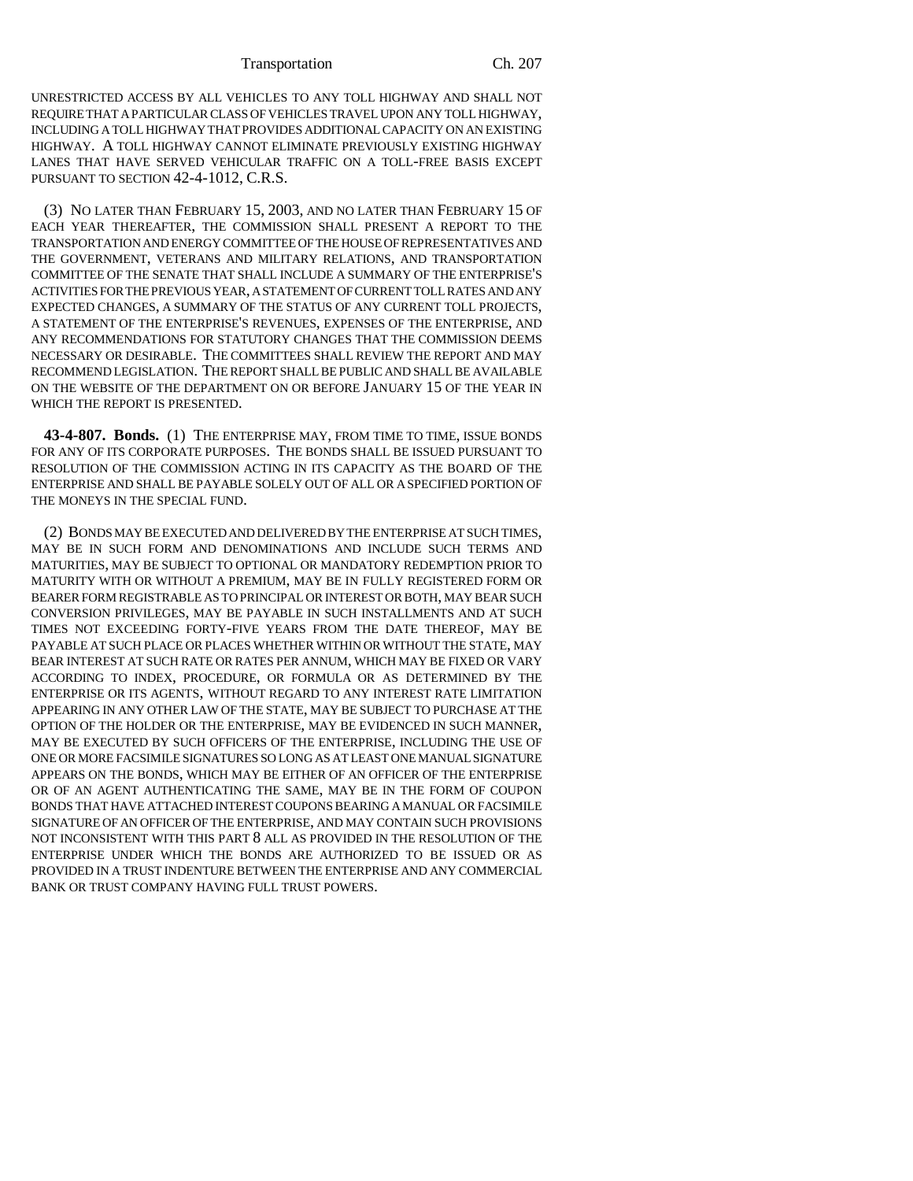UNRESTRICTED ACCESS BY ALL VEHICLES TO ANY TOLL HIGHWAY AND SHALL NOT REQUIRE THAT A PARTICULAR CLASS OF VEHICLES TRAVEL UPON ANY TOLL HIGHWAY, INCLUDING A TOLL HIGHWAY THAT PROVIDES ADDITIONAL CAPACITY ON AN EXISTING HIGHWAY. A TOLL HIGHWAY CANNOT ELIMINATE PREVIOUSLY EXISTING HIGHWAY LANES THAT HAVE SERVED VEHICULAR TRAFFIC ON A TOLL-FREE BASIS EXCEPT PURSUANT TO SECTION 42-4-1012, C.R.S.

(3) NO LATER THAN FEBRUARY 15, 2003, AND NO LATER THAN FEBRUARY 15 OF EACH YEAR THEREAFTER, THE COMMISSION SHALL PRESENT A REPORT TO THE TRANSPORTATION AND ENERGY COMMITTEE OF THE HOUSE OF REPRESENTATIVES AND THE GOVERNMENT, VETERANS AND MILITARY RELATIONS, AND TRANSPORTATION COMMITTEE OF THE SENATE THAT SHALL INCLUDE A SUMMARY OF THE ENTERPRISE'S ACTIVITIES FOR THE PREVIOUS YEAR, A STATEMENT OF CURRENT TOLL RATES AND ANY EXPECTED CHANGES, A SUMMARY OF THE STATUS OF ANY CURRENT TOLL PROJECTS, A STATEMENT OF THE ENTERPRISE'S REVENUES, EXPENSES OF THE ENTERPRISE, AND ANY RECOMMENDATIONS FOR STATUTORY CHANGES THAT THE COMMISSION DEEMS NECESSARY OR DESIRABLE. THE COMMITTEES SHALL REVIEW THE REPORT AND MAY RECOMMEND LEGISLATION. THE REPORT SHALL BE PUBLIC AND SHALL BE AVAILABLE ON THE WEBSITE OF THE DEPARTMENT ON OR BEFORE JANUARY 15 OF THE YEAR IN WHICH THE REPORT IS PRESENTED.

**43-4-807. Bonds.** (1) THE ENTERPRISE MAY, FROM TIME TO TIME, ISSUE BONDS FOR ANY OF ITS CORPORATE PURPOSES. THE BONDS SHALL BE ISSUED PURSUANT TO RESOLUTION OF THE COMMISSION ACTING IN ITS CAPACITY AS THE BOARD OF THE ENTERPRISE AND SHALL BE PAYABLE SOLELY OUT OF ALL OR A SPECIFIED PORTION OF THE MONEYS IN THE SPECIAL FUND.

(2) BONDS MAY BE EXECUTED AND DELIVERED BY THE ENTERPRISE AT SUCH TIMES, MAY BE IN SUCH FORM AND DENOMINATIONS AND INCLUDE SUCH TERMS AND MATURITIES, MAY BE SUBJECT TO OPTIONAL OR MANDATORY REDEMPTION PRIOR TO MATURITY WITH OR WITHOUT A PREMIUM, MAY BE IN FULLY REGISTERED FORM OR BEARER FORM REGISTRABLE AS TO PRINCIPAL OR INTEREST OR BOTH, MAY BEAR SUCH CONVERSION PRIVILEGES, MAY BE PAYABLE IN SUCH INSTALLMENTS AND AT SUCH TIMES NOT EXCEEDING FORTY-FIVE YEARS FROM THE DATE THEREOF, MAY BE PAYABLE AT SUCH PLACE OR PLACES WHETHER WITHIN OR WITHOUT THE STATE, MAY BEAR INTEREST AT SUCH RATE OR RATES PER ANNUM, WHICH MAY BE FIXED OR VARY ACCORDING TO INDEX, PROCEDURE, OR FORMULA OR AS DETERMINED BY THE ENTERPRISE OR ITS AGENTS, WITHOUT REGARD TO ANY INTEREST RATE LIMITATION APPEARING IN ANY OTHER LAW OF THE STATE, MAY BE SUBJECT TO PURCHASE AT THE OPTION OF THE HOLDER OR THE ENTERPRISE, MAY BE EVIDENCED IN SUCH MANNER, MAY BE EXECUTED BY SUCH OFFICERS OF THE ENTERPRISE, INCLUDING THE USE OF ONE OR MORE FACSIMILE SIGNATURES SO LONG AS AT LEAST ONE MANUAL SIGNATURE APPEARS ON THE BONDS, WHICH MAY BE EITHER OF AN OFFICER OF THE ENTERPRISE OR OF AN AGENT AUTHENTICATING THE SAME, MAY BE IN THE FORM OF COUPON BONDS THAT HAVE ATTACHED INTEREST COUPONS BEARING A MANUAL OR FACSIMILE SIGNATURE OF AN OFFICER OF THE ENTERPRISE, AND MAY CONTAIN SUCH PROVISIONS NOT INCONSISTENT WITH THIS PART 8 ALL AS PROVIDED IN THE RESOLUTION OF THE ENTERPRISE UNDER WHICH THE BONDS ARE AUTHORIZED TO BE ISSUED OR AS PROVIDED IN A TRUST INDENTURE BETWEEN THE ENTERPRISE AND ANY COMMERCIAL BANK OR TRUST COMPANY HAVING FULL TRUST POWERS.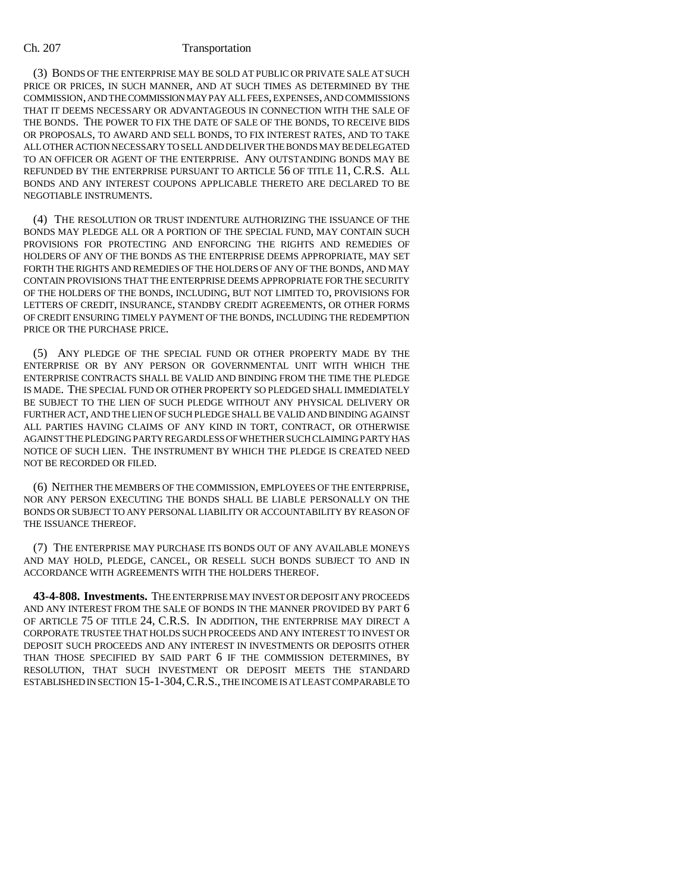(3) BONDS OF THE ENTERPRISE MAY BE SOLD AT PUBLIC OR PRIVATE SALE AT SUCH PRICE OR PRICES, IN SUCH MANNER, AND AT SUCH TIMES AS DETERMINED BY THE COMMISSION, AND THE COMMISSION MAY PAY ALL FEES, EXPENSES, AND COMMISSIONS THAT IT DEEMS NECESSARY OR ADVANTAGEOUS IN CONNECTION WITH THE SALE OF THE BONDS. THE POWER TO FIX THE DATE OF SALE OF THE BONDS, TO RECEIVE BIDS OR PROPOSALS, TO AWARD AND SELL BONDS, TO FIX INTEREST RATES, AND TO TAKE ALL OTHER ACTION NECESSARY TO SELL AND DELIVER THE BONDS MAY BE DELEGATED TO AN OFFICER OR AGENT OF THE ENTERPRISE. ANY OUTSTANDING BONDS MAY BE REFUNDED BY THE ENTERPRISE PURSUANT TO ARTICLE 56 OF TITLE 11, C.R.S. ALL BONDS AND ANY INTEREST COUPONS APPLICABLE THERETO ARE DECLARED TO BE NEGOTIABLE INSTRUMENTS.

(4) THE RESOLUTION OR TRUST INDENTURE AUTHORIZING THE ISSUANCE OF THE BONDS MAY PLEDGE ALL OR A PORTION OF THE SPECIAL FUND, MAY CONTAIN SUCH PROVISIONS FOR PROTECTING AND ENFORCING THE RIGHTS AND REMEDIES OF HOLDERS OF ANY OF THE BONDS AS THE ENTERPRISE DEEMS APPROPRIATE, MAY SET FORTH THE RIGHTS AND REMEDIES OF THE HOLDERS OF ANY OF THE BONDS, AND MAY CONTAIN PROVISIONS THAT THE ENTERPRISE DEEMS APPROPRIATE FOR THE SECURITY OF THE HOLDERS OF THE BONDS, INCLUDING, BUT NOT LIMITED TO, PROVISIONS FOR LETTERS OF CREDIT, INSURANCE, STANDBY CREDIT AGREEMENTS, OR OTHER FORMS OF CREDIT ENSURING TIMELY PAYMENT OF THE BONDS, INCLUDING THE REDEMPTION PRICE OR THE PURCHASE PRICE.

(5) ANY PLEDGE OF THE SPECIAL FUND OR OTHER PROPERTY MADE BY THE ENTERPRISE OR BY ANY PERSON OR GOVERNMENTAL UNIT WITH WHICH THE ENTERPRISE CONTRACTS SHALL BE VALID AND BINDING FROM THE TIME THE PLEDGE IS MADE. THE SPECIAL FUND OR OTHER PROPERTY SO PLEDGED SHALL IMMEDIATELY BE SUBJECT TO THE LIEN OF SUCH PLEDGE WITHOUT ANY PHYSICAL DELIVERY OR FURTHER ACT, AND THE LIEN OF SUCH PLEDGE SHALL BE VALID AND BINDING AGAINST ALL PARTIES HAVING CLAIMS OF ANY KIND IN TORT, CONTRACT, OR OTHERWISE AGAINST THE PLEDGING PARTY REGARDLESS OF WHETHER SUCH CLAIMING PARTY HAS NOTICE OF SUCH LIEN. THE INSTRUMENT BY WHICH THE PLEDGE IS CREATED NEED NOT BE RECORDED OR FILED.

(6) NEITHER THE MEMBERS OF THE COMMISSION, EMPLOYEES OF THE ENTERPRISE, NOR ANY PERSON EXECUTING THE BONDS SHALL BE LIABLE PERSONALLY ON THE BONDS OR SUBJECT TO ANY PERSONAL LIABILITY OR ACCOUNTABILITY BY REASON OF THE ISSUANCE THEREOF.

(7) THE ENTERPRISE MAY PURCHASE ITS BONDS OUT OF ANY AVAILABLE MONEYS AND MAY HOLD, PLEDGE, CANCEL, OR RESELL SUCH BONDS SUBJECT TO AND IN ACCORDANCE WITH AGREEMENTS WITH THE HOLDERS THEREOF.

**43-4-808. Investments.** THE ENTERPRISE MAY INVEST OR DEPOSIT ANY PROCEEDS AND ANY INTEREST FROM THE SALE OF BONDS IN THE MANNER PROVIDED BY PART 6 OF ARTICLE 75 OF TITLE 24, C.R.S. IN ADDITION, THE ENTERPRISE MAY DIRECT A CORPORATE TRUSTEE THAT HOLDS SUCH PROCEEDS AND ANY INTEREST TO INVEST OR DEPOSIT SUCH PROCEEDS AND ANY INTEREST IN INVESTMENTS OR DEPOSITS OTHER THAN THOSE SPECIFIED BY SAID PART 6 IF THE COMMISSION DETERMINES, BY RESOLUTION, THAT SUCH INVESTMENT OR DEPOSIT MEETS THE STANDARD ESTABLISHED IN SECTION 15-1-304, C.R.S., THE INCOME IS AT LEAST COMPARABLE TO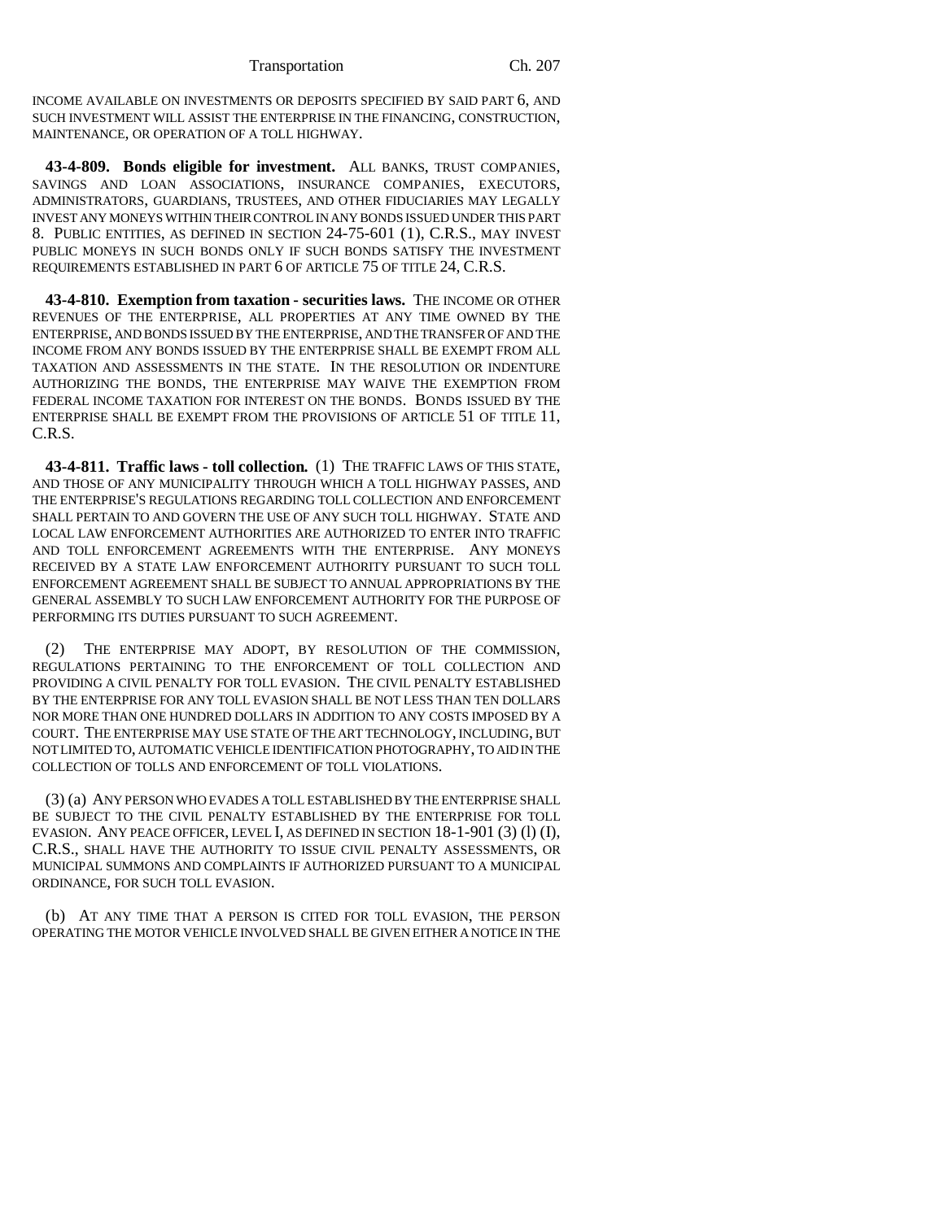INCOME AVAILABLE ON INVESTMENTS OR DEPOSITS SPECIFIED BY SAID PART 6, AND SUCH INVESTMENT WILL ASSIST THE ENTERPRISE IN THE FINANCING, CONSTRUCTION, MAINTENANCE, OR OPERATION OF A TOLL HIGHWAY.

**43-4-809. Bonds eligible for investment.** ALL BANKS, TRUST COMPANIES, SAVINGS AND LOAN ASSOCIATIONS, INSURANCE COMPANIES, EXECUTORS, ADMINISTRATORS, GUARDIANS, TRUSTEES, AND OTHER FIDUCIARIES MAY LEGALLY INVEST ANY MONEYS WITHIN THEIR CONTROL IN ANY BONDS ISSUED UNDER THIS PART 8. PUBLIC ENTITIES, AS DEFINED IN SECTION 24-75-601 (1), C.R.S., MAY INVEST PUBLIC MONEYS IN SUCH BONDS ONLY IF SUCH BONDS SATISFY THE INVESTMENT REQUIREMENTS ESTABLISHED IN PART 6 OF ARTICLE 75 OF TITLE 24, C.R.S.

**43-4-810. Exemption from taxation - securities laws.** THE INCOME OR OTHER REVENUES OF THE ENTERPRISE, ALL PROPERTIES AT ANY TIME OWNED BY THE ENTERPRISE, AND BONDS ISSUED BY THE ENTERPRISE, AND THE TRANSFER OF AND THE INCOME FROM ANY BONDS ISSUED BY THE ENTERPRISE SHALL BE EXEMPT FROM ALL TAXATION AND ASSESSMENTS IN THE STATE. IN THE RESOLUTION OR INDENTURE AUTHORIZING THE BONDS, THE ENTERPRISE MAY WAIVE THE EXEMPTION FROM FEDERAL INCOME TAXATION FOR INTEREST ON THE BONDS. BONDS ISSUED BY THE ENTERPRISE SHALL BE EXEMPT FROM THE PROVISIONS OF ARTICLE 51 OF TITLE 11, C.R.S.

**43-4-811. Traffic laws - toll collection.** (1) THE TRAFFIC LAWS OF THIS STATE, AND THOSE OF ANY MUNICIPALITY THROUGH WHICH A TOLL HIGHWAY PASSES, AND THE ENTERPRISE'S REGULATIONS REGARDING TOLL COLLECTION AND ENFORCEMENT SHALL PERTAIN TO AND GOVERN THE USE OF ANY SUCH TOLL HIGHWAY. STATE AND LOCAL LAW ENFORCEMENT AUTHORITIES ARE AUTHORIZED TO ENTER INTO TRAFFIC AND TOLL ENFORCEMENT AGREEMENTS WITH THE ENTERPRISE. ANY MONEYS RECEIVED BY A STATE LAW ENFORCEMENT AUTHORITY PURSUANT TO SUCH TOLL ENFORCEMENT AGREEMENT SHALL BE SUBJECT TO ANNUAL APPROPRIATIONS BY THE GENERAL ASSEMBLY TO SUCH LAW ENFORCEMENT AUTHORITY FOR THE PURPOSE OF PERFORMING ITS DUTIES PURSUANT TO SUCH AGREEMENT.

(2) THE ENTERPRISE MAY ADOPT, BY RESOLUTION OF THE COMMISSION, REGULATIONS PERTAINING TO THE ENFORCEMENT OF TOLL COLLECTION AND PROVIDING A CIVIL PENALTY FOR TOLL EVASION. THE CIVIL PENALTY ESTABLISHED BY THE ENTERPRISE FOR ANY TOLL EVASION SHALL BE NOT LESS THAN TEN DOLLARS NOR MORE THAN ONE HUNDRED DOLLARS IN ADDITION TO ANY COSTS IMPOSED BY A COURT. THE ENTERPRISE MAY USE STATE OF THE ART TECHNOLOGY, INCLUDING, BUT NOT LIMITED TO, AUTOMATIC VEHICLE IDENTIFICATION PHOTOGRAPHY, TO AID IN THE COLLECTION OF TOLLS AND ENFORCEMENT OF TOLL VIOLATIONS.

(3) (a) ANY PERSON WHO EVADES A TOLL ESTABLISHED BY THE ENTERPRISE SHALL BE SUBJECT TO THE CIVIL PENALTY ESTABLISHED BY THE ENTERPRISE FOR TOLL EVASION. ANY PEACE OFFICER, LEVEL I, AS DEFINED IN SECTION 18-1-901 (3) (l) (I), C.R.S., SHALL HAVE THE AUTHORITY TO ISSUE CIVIL PENALTY ASSESSMENTS, OR MUNICIPAL SUMMONS AND COMPLAINTS IF AUTHORIZED PURSUANT TO A MUNICIPAL ORDINANCE, FOR SUCH TOLL EVASION.

(b) AT ANY TIME THAT A PERSON IS CITED FOR TOLL EVASION, THE PERSON OPERATING THE MOTOR VEHICLE INVOLVED SHALL BE GIVEN EITHER A NOTICE IN THE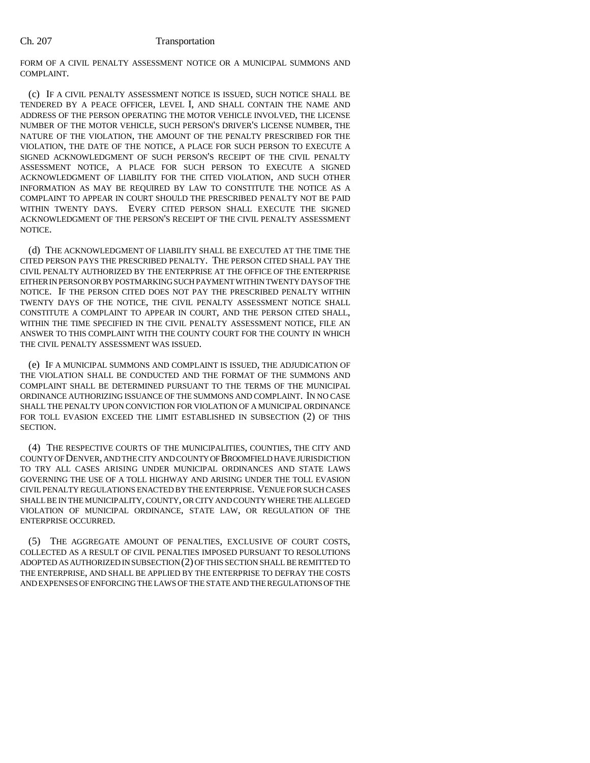FORM OF A CIVIL PENALTY ASSESSMENT NOTICE OR A MUNICIPAL SUMMONS AND COMPLAINT.

(c) IF A CIVIL PENALTY ASSESSMENT NOTICE IS ISSUED, SUCH NOTICE SHALL BE TENDERED BY A PEACE OFFICER, LEVEL I, AND SHALL CONTAIN THE NAME AND ADDRESS OF THE PERSON OPERATING THE MOTOR VEHICLE INVOLVED, THE LICENSE NUMBER OF THE MOTOR VEHICLE, SUCH PERSON'S DRIVER'S LICENSE NUMBER, THE NATURE OF THE VIOLATION, THE AMOUNT OF THE PENALTY PRESCRIBED FOR THE VIOLATION, THE DATE OF THE NOTICE, A PLACE FOR SUCH PERSON TO EXECUTE A SIGNED ACKNOWLEDGMENT OF SUCH PERSON'S RECEIPT OF THE CIVIL PENALTY ASSESSMENT NOTICE, A PLACE FOR SUCH PERSON TO EXECUTE A SIGNED ACKNOWLEDGMENT OF LIABILITY FOR THE CITED VIOLATION, AND SUCH OTHER INFORMATION AS MAY BE REQUIRED BY LAW TO CONSTITUTE THE NOTICE AS A COMPLAINT TO APPEAR IN COURT SHOULD THE PRESCRIBED PENALTY NOT BE PAID WITHIN TWENTY DAYS. EVERY CITED PERSON SHALL EXECUTE THE SIGNED ACKNOWLEDGMENT OF THE PERSON'S RECEIPT OF THE CIVIL PENALTY ASSESSMENT NOTICE.

(d) THE ACKNOWLEDGMENT OF LIABILITY SHALL BE EXECUTED AT THE TIME THE CITED PERSON PAYS THE PRESCRIBED PENALTY. THE PERSON CITED SHALL PAY THE CIVIL PENALTY AUTHORIZED BY THE ENTERPRISE AT THE OFFICE OF THE ENTERPRISE EITHER IN PERSON OR BY POSTMARKING SUCH PAYMENT WITHIN TWENTY DAYS OF THE NOTICE. IF THE PERSON CITED DOES NOT PAY THE PRESCRIBED PENALTY WITHIN TWENTY DAYS OF THE NOTICE, THE CIVIL PENALTY ASSESSMENT NOTICE SHALL CONSTITUTE A COMPLAINT TO APPEAR IN COURT, AND THE PERSON CITED SHALL, WITHIN THE TIME SPECIFIED IN THE CIVIL PENALTY ASSESSMENT NOTICE, FILE AN ANSWER TO THIS COMPLAINT WITH THE COUNTY COURT FOR THE COUNTY IN WHICH THE CIVIL PENALTY ASSESSMENT WAS ISSUED.

(e) IF A MUNICIPAL SUMMONS AND COMPLAINT IS ISSUED, THE ADJUDICATION OF THE VIOLATION SHALL BE CONDUCTED AND THE FORMAT OF THE SUMMONS AND COMPLAINT SHALL BE DETERMINED PURSUANT TO THE TERMS OF THE MUNICIPAL ORDINANCE AUTHORIZING ISSUANCE OF THE SUMMONS AND COMPLAINT. IN NO CASE SHALL THE PENALTY UPON CONVICTION FOR VIOLATION OF A MUNICIPAL ORDINANCE FOR TOLL EVASION EXCEED THE LIMIT ESTABLISHED IN SUBSECTION (2) OF THIS SECTION.

(4) THE RESPECTIVE COURTS OF THE MUNICIPALITIES, COUNTIES, THE CITY AND COUNTY OF DENVER, AND THE CITY AND COUNTY OF BROOMFIELD HAVE JURISDICTION TO TRY ALL CASES ARISING UNDER MUNICIPAL ORDINANCES AND STATE LAWS GOVERNING THE USE OF A TOLL HIGHWAY AND ARISING UNDER THE TOLL EVASION CIVIL PENALTY REGULATIONS ENACTED BY THE ENTERPRISE. VENUE FOR SUCH CASES SHALL BE IN THE MUNICIPALITY, COUNTY, OR CITY AND COUNTY WHERE THE ALLEGED VIOLATION OF MUNICIPAL ORDINANCE, STATE LAW, OR REGULATION OF THE ENTERPRISE OCCURRED.

(5) THE AGGREGATE AMOUNT OF PENALTIES, EXCLUSIVE OF COURT COSTS, COLLECTED AS A RESULT OF CIVIL PENALTIES IMPOSED PURSUANT TO RESOLUTIONS ADOPTED AS AUTHORIZED IN SUBSECTION (2) OF THIS SECTION SHALL BE REMITTED TO THE ENTERPRISE, AND SHALL BE APPLIED BY THE ENTERPRISE TO DEFRAY THE COSTS AND EXPENSES OF ENFORCING THE LAWS OF THE STATE AND THE REGULATIONS OF THE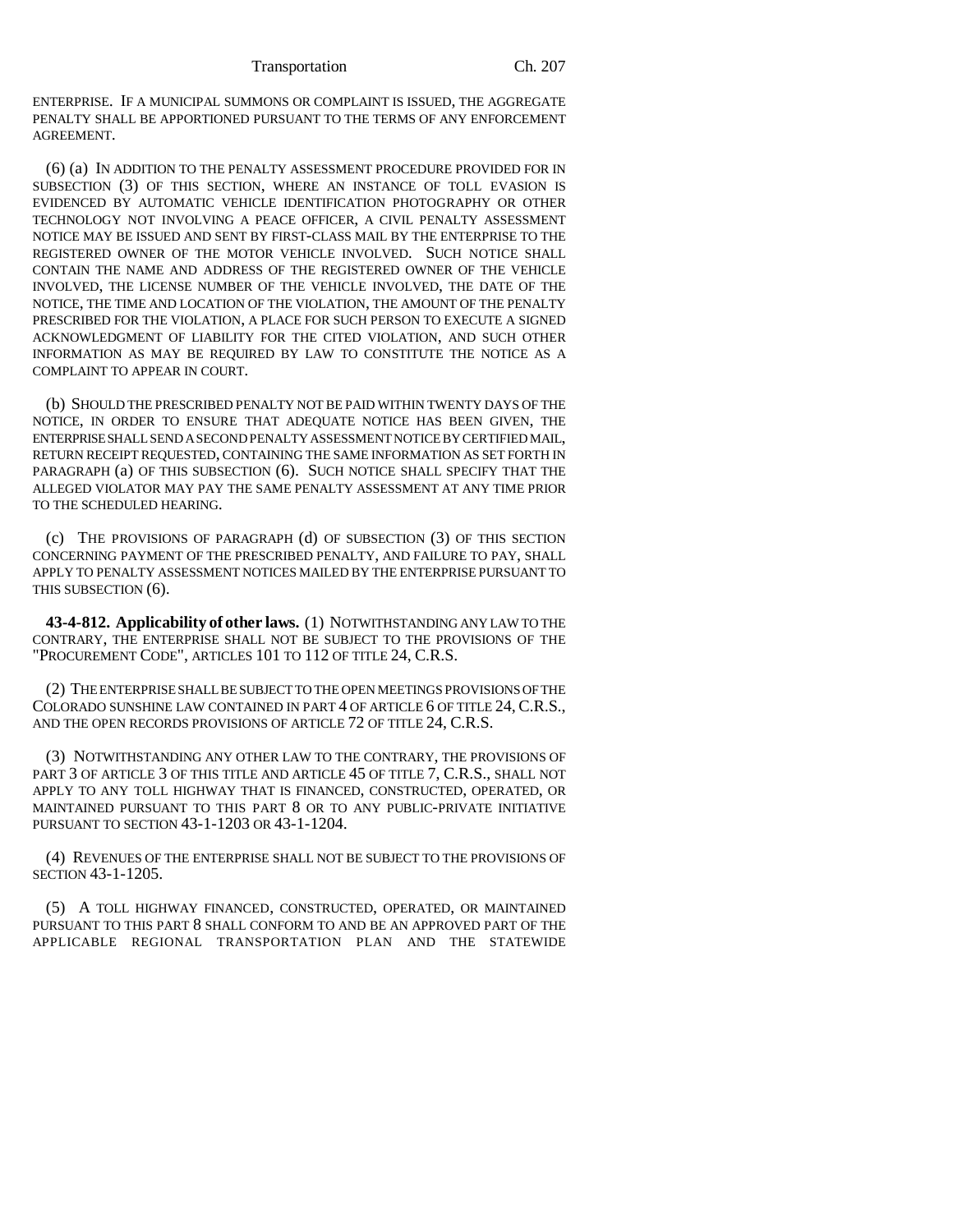ENTERPRISE. IF A MUNICIPAL SUMMONS OR COMPLAINT IS ISSUED, THE AGGREGATE PENALTY SHALL BE APPORTIONED PURSUANT TO THE TERMS OF ANY ENFORCEMENT AGREEMENT.

(6) (a) IN ADDITION TO THE PENALTY ASSESSMENT PROCEDURE PROVIDED FOR IN SUBSECTION (3) OF THIS SECTION, WHERE AN INSTANCE OF TOLL EVASION IS EVIDENCED BY AUTOMATIC VEHICLE IDENTIFICATION PHOTOGRAPHY OR OTHER TECHNOLOGY NOT INVOLVING A PEACE OFFICER, A CIVIL PENALTY ASSESSMENT NOTICE MAY BE ISSUED AND SENT BY FIRST-CLASS MAIL BY THE ENTERPRISE TO THE REGISTERED OWNER OF THE MOTOR VEHICLE INVOLVED. SUCH NOTICE SHALL CONTAIN THE NAME AND ADDRESS OF THE REGISTERED OWNER OF THE VEHICLE INVOLVED, THE LICENSE NUMBER OF THE VEHICLE INVOLVED, THE DATE OF THE NOTICE, THE TIME AND LOCATION OF THE VIOLATION, THE AMOUNT OF THE PENALTY PRESCRIBED FOR THE VIOLATION, A PLACE FOR SUCH PERSON TO EXECUTE A SIGNED ACKNOWLEDGMENT OF LIABILITY FOR THE CITED VIOLATION, AND SUCH OTHER INFORMATION AS MAY BE REQUIRED BY LAW TO CONSTITUTE THE NOTICE AS A COMPLAINT TO APPEAR IN COURT.

(b) SHOULD THE PRESCRIBED PENALTY NOT BE PAID WITHIN TWENTY DAYS OF THE NOTICE, IN ORDER TO ENSURE THAT ADEQUATE NOTICE HAS BEEN GIVEN, THE ENTERPRISE SHALL SEND A SECOND PENALTY ASSESSMENT NOTICE BY CERTIFIED MAIL, RETURN RECEIPT REQUESTED, CONTAINING THE SAME INFORMATION AS SET FORTH IN PARAGRAPH (a) OF THIS SUBSECTION (6). SUCH NOTICE SHALL SPECIFY THAT THE ALLEGED VIOLATOR MAY PAY THE SAME PENALTY ASSESSMENT AT ANY TIME PRIOR TO THE SCHEDULED HEARING.

(c) THE PROVISIONS OF PARAGRAPH (d) OF SUBSECTION (3) OF THIS SECTION CONCERNING PAYMENT OF THE PRESCRIBED PENALTY, AND FAILURE TO PAY, SHALL APPLY TO PENALTY ASSESSMENT NOTICES MAILED BY THE ENTERPRISE PURSUANT TO THIS SUBSECTION (6).

**43-4-812. Applicability of other laws.** (1) NOTWITHSTANDING ANY LAW TO THE CONTRARY, THE ENTERPRISE SHALL NOT BE SUBJECT TO THE PROVISIONS OF THE "PROCUREMENT CODE", ARTICLES 101 TO 112 OF TITLE 24, C.R.S.

(2) THE ENTERPRISE SHALL BE SUBJECT TO THE OPEN MEETINGS PROVISIONS OF THE COLORADO SUNSHINE LAW CONTAINED IN PART 4 OF ARTICLE 6 OF TITLE 24, C.R.S., AND THE OPEN RECORDS PROVISIONS OF ARTICLE 72 OF TITLE 24, C.R.S.

(3) NOTWITHSTANDING ANY OTHER LAW TO THE CONTRARY, THE PROVISIONS OF PART 3 OF ARTICLE 3 OF THIS TITLE AND ARTICLE 45 OF TITLE 7, C.R.S., SHALL NOT APPLY TO ANY TOLL HIGHWAY THAT IS FINANCED, CONSTRUCTED, OPERATED, OR MAINTAINED PURSUANT TO THIS PART 8 OR TO ANY PUBLIC-PRIVATE INITIATIVE PURSUANT TO SECTION 43-1-1203 OR 43-1-1204.

(4) REVENUES OF THE ENTERPRISE SHALL NOT BE SUBJECT TO THE PROVISIONS OF SECTION 43-1-1205.

(5) A TOLL HIGHWAY FINANCED, CONSTRUCTED, OPERATED, OR MAINTAINED PURSUANT TO THIS PART 8 SHALL CONFORM TO AND BE AN APPROVED PART OF THE APPLICABLE REGIONAL TRANSPORTATION PLAN AND THE STATEWIDE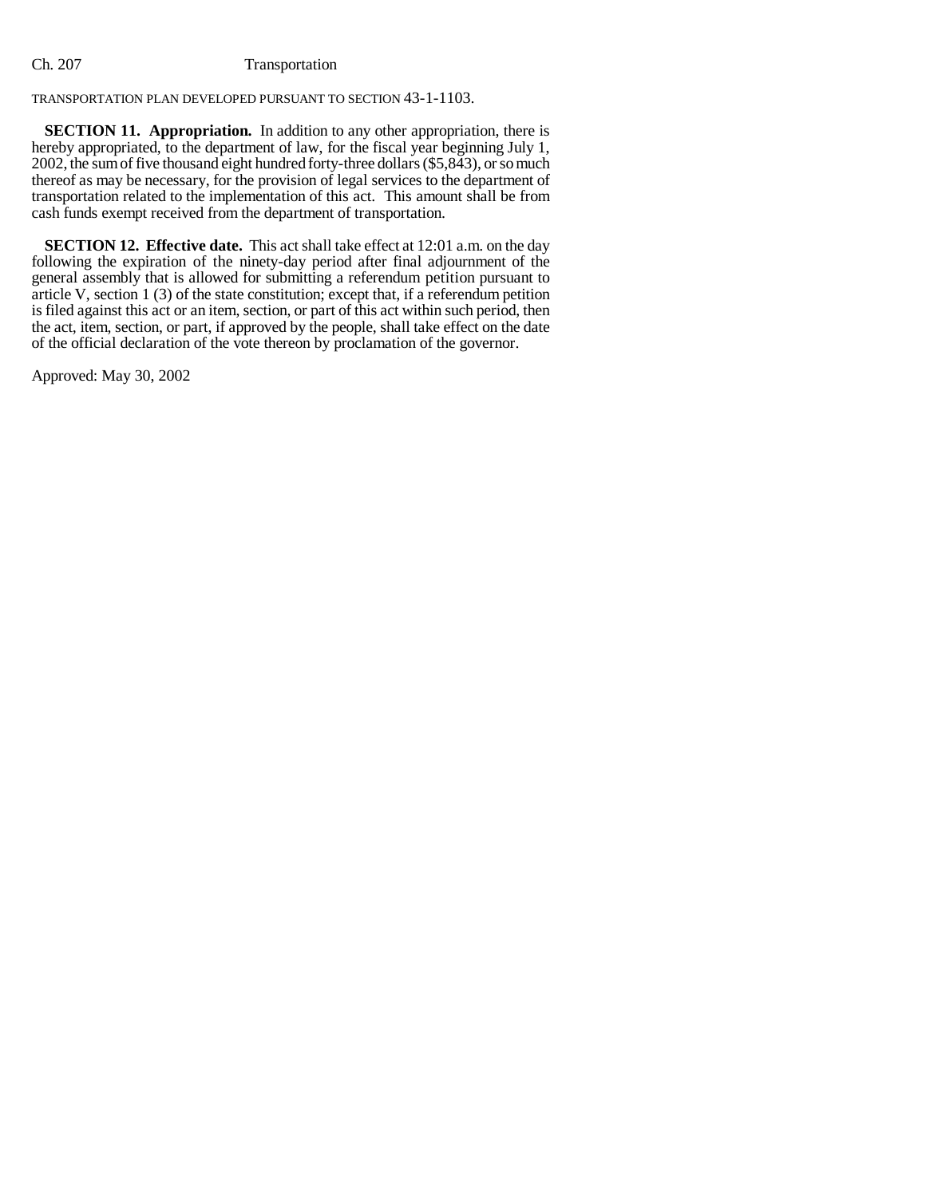TRANSPORTATION PLAN DEVELOPED PURSUANT TO SECTION 43-1-1103.

**SECTION 11. Appropriation.** In addition to any other appropriation, there is hereby appropriated, to the department of law, for the fiscal year beginning July 1, 2002, the sum of five thousand eight hundred forty-three dollars ($5,843), or so much thereof as may be necessary, for the provision of legal services to the department of transportation related to the implementation of this act. This amount shall be from cash funds exempt received from the department of transportation.

**SECTION 12. Effective date.** This act shall take effect at 12:01 a.m. on the day following the expiration of the ninety-day period after final adjournment of the general assembly that is allowed for submitting a referendum petition pursuant to article V, section 1 (3) of the state constitution; except that, if a referendum petition is filed against this act or an item, section, or part of this act within such period, then the act, item, section, or part, if approved by the people, shall take effect on the date of the official declaration of the vote thereon by proclamation of the governor.

Approved: May 30, 2002